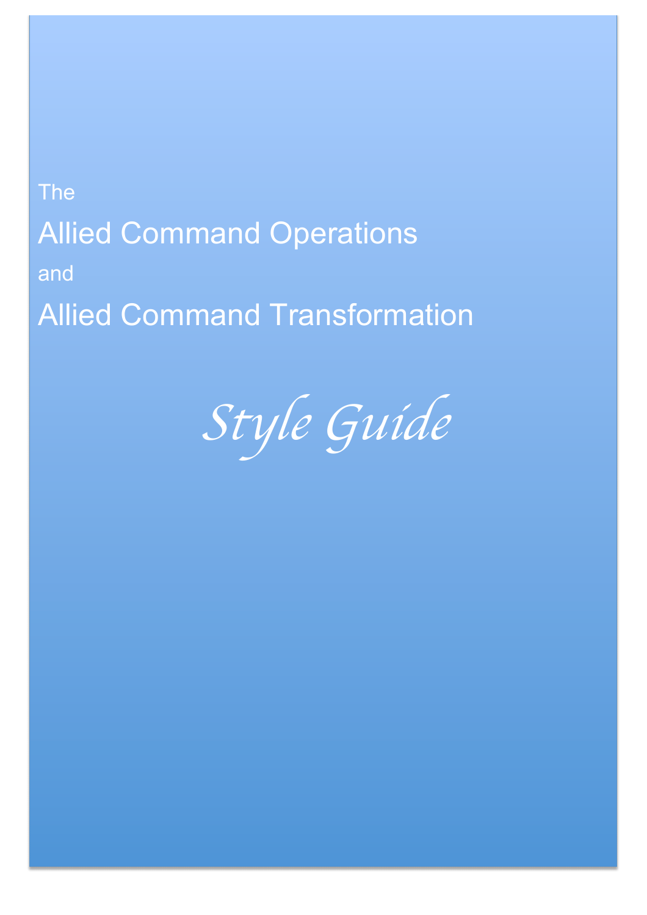The

# Allied Command Operations

and

# Allied Command Transformation

# *Style Guide*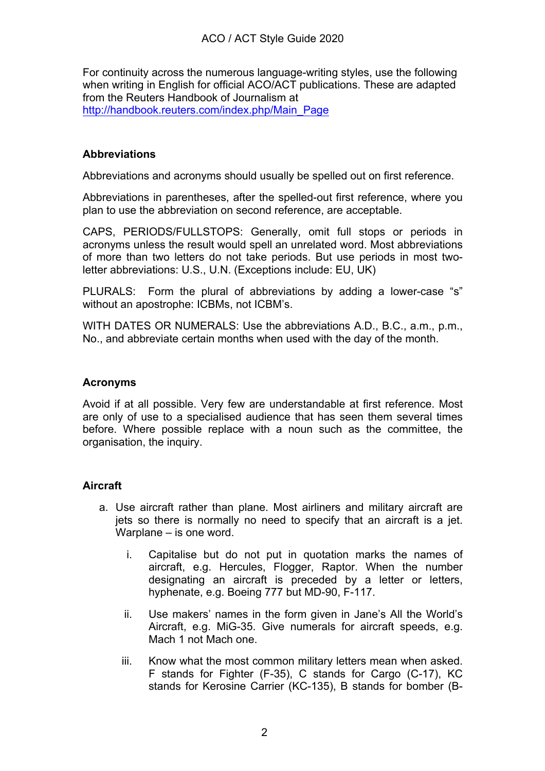# ACO / ACT Style Guide 2020

For continuity across the numerous language-writing styles, use the following when writing in English for official ACO/ACT publications. These are adapted from the Reuters Handbook of Journalism at http://handbook.reuters.com/index.php/Main_Page

## Abbreviations

Abbreviations and acronyms should usually be spelled out on first reference.

Abbreviations in parentheses, after the spelled-out first reference, where you plan to use the abbreviation on second reference, are acceptable.

CAPS, PERIODS/FULLSTOPS: Generally, omit full stops or periods in acronyms unless the result would spell an unrelated word. Most abbreviations of more than two letters do not take periods. But use periods in most two-letter abbreviations: U.S., U.N. (Exceptions include: EU, UK)

PLURALS: Form the plural of abbreviations by adding a lower-case "s" without an apostrophe: ICBMs, not ICBM's.

WITH DATES OR NUMERALS: Use the abbreviations A.D., B.C., a.m., p.m., No., and abbreviate certain months when used with the day of the month.

## Acronyms

Avoid if at all possible. Very few are understandable at first reference. Most are only of use to a specialised audience that has seen them several times before. Where possible replace with a noun such as the committee, the organisation, the inquiry.

## Aircraft

a. Use aircraft rather than plane. Most airliners and military aircraft are jets so there is normally no need to specify that an aircraft is a jet. Warplane – is one word.

   i. Capitalise but do not put in quotation marks the names of aircraft, e.g. Hercules, Flogger, Raptor. When the number designating an aircraft is preceded by a letter or letters, hyphenate, e.g. Boeing 777 but MD-90, F-117.

   ii. Use makers' names in the form given in Jane's All the World's Aircraft, e.g. MiG-35. Give numerals for aircraft speeds, e.g. Mach 1 not Mach one.

   iii. Know what the most common military letters mean when asked. F stands for Fighter (F-35), C stands for Cargo (C-17), KC stands for Kerosine Carrier (KC-135), B stands for bomber (B-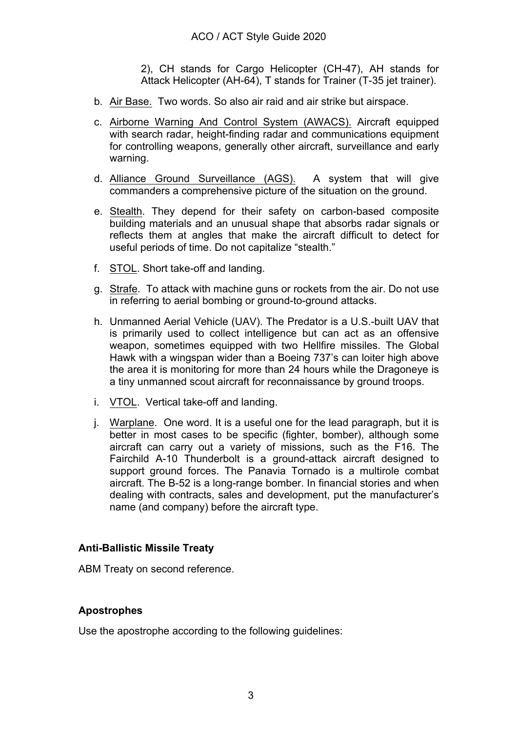2), CH stands for Cargo Helicopter (CH-47), AH stands for Attack Helicopter (AH-64), T stands for Trainer (T-35 jet trainer).

b. Air Base. Two words. So also air raid and air strike but airspace.

c. Airborne Warning And Control System (AWACS). Aircraft equipped with search radar, height-finding radar and communications equipment for controlling weapons, generally other aircraft, surveillance and early warning.

d. Alliance Ground Surveillance (AGS). A system that will give commanders a comprehensive picture of the situation on the ground.

e. Stealth. They depend for their safety on carbon-based composite building materials and an unusual shape that absorbs radar signals or reflects them at angles that make the aircraft difficult to detect for useful periods of time. Do not capitalize "stealth."

f. STOL. Short take-off and landing.

g. Strafe. To attack with machine guns or rockets from the air. Do not use in referring to aerial bombing or ground-to-ground attacks.

h. Unmanned Aerial Vehicle (UAV). The Predator is a U.S.-built UAV that is primarily used to collect intelligence but can act as an offensive weapon, sometimes equipped with two Hellfire missiles. The Global Hawk with a wingspan wider than a Boeing 737's can loiter high above the area it is monitoring for more than 24 hours while the Dragoneye is a tiny unmanned scout aircraft for reconnaissance by ground troops.

i. VTOL. Vertical take-off and landing.

j. Warplane. One word. It is a useful one for the lead paragraph, but it is better in most cases to be specific (fighter, bomber), although some aircraft can carry out a variety of missions, such as the F16. The Fairchild A-10 Thunderbolt is a ground-attack aircraft designed to support ground forces. The Panavia Tornado is a multirole combat aircraft. The B-52 is a long-range bomber. In financial stories and when dealing with contracts, sales and development, put the manufacturer's name (and company) before the aircraft type.

**Anti-Ballistic Missile Treaty**

ABM Treaty on second reference.

**Apostrophes**

Use the apostrophe according to the following guidelines: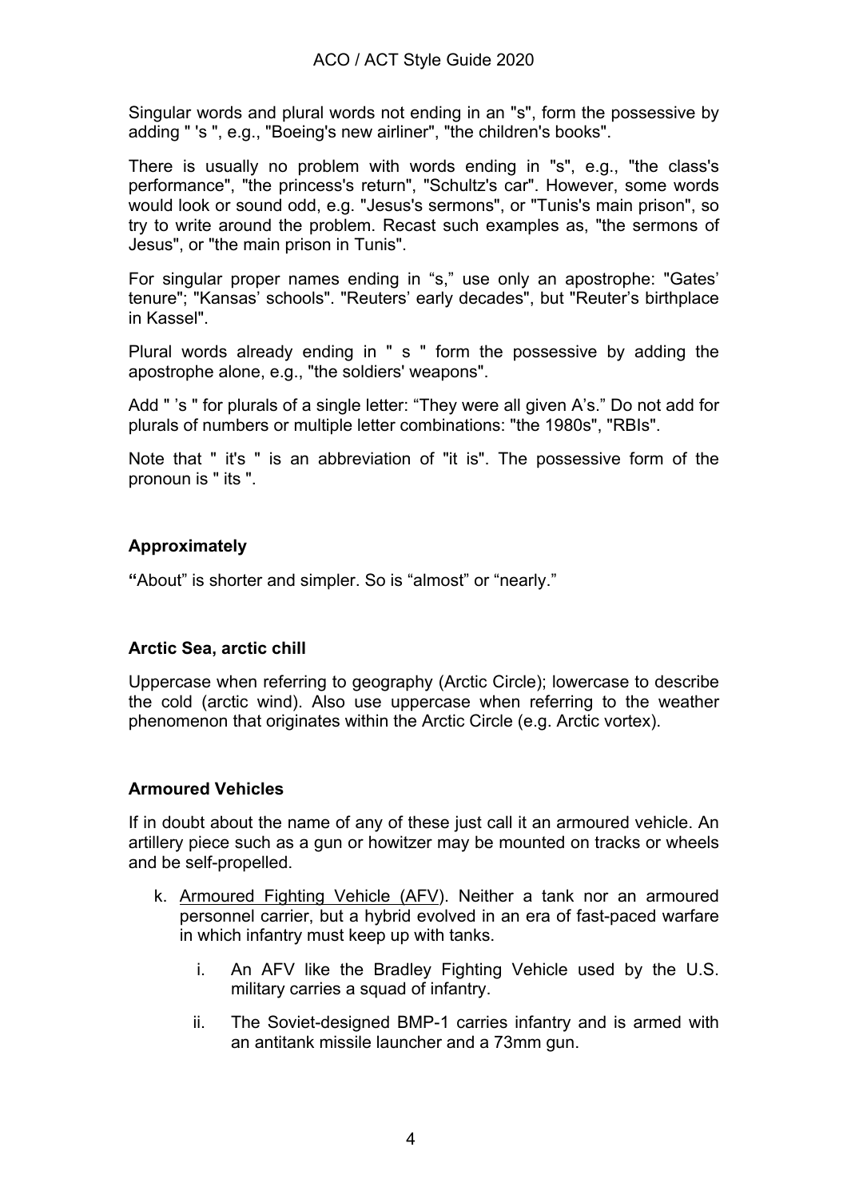Singular words and plural words not ending in an "s", form the possessive by adding " 's ", e.g., "Boeing's new airliner", "the children's books".

There is usually no problem with words ending in "s", e.g., "the class's performance", "the princess's return", "Schultz's car". However, some words would look or sound odd, e.g. "Jesus's sermons", or "Tunis's main prison", so try to write around the problem. Recast such examples as, "the sermons of Jesus", or "the main prison in Tunis".

For singular proper names ending in “s,” use only an apostrophe: "Gates’ tenure"; "Kansas’ schools". "Reuters’ early decades", but "Reuter’s birthplace in Kassel".

Plural words already ending in " s " form the possessive by adding the apostrophe alone, e.g., "the soldiers' weapons".

Add " ’s " for plurals of a single letter: “They were all given A’s.” Do not add for plurals of numbers or multiple letter combinations: "the 1980s", "RBIs".

Note that " it's " is an abbreviation of "it is". The possessive form of the pronoun is " its ".

### Approximately

**“**About” is shorter and simpler. So is “almost” or “nearly.”

### Arctic Sea, arctic chill

Uppercase when referring to geography (Arctic Circle); lowercase to describe the cold (arctic wind). Also use uppercase when referring to the weather phenomenon that originates within the Arctic Circle (e.g. Arctic vortex).

### Armoured Vehicles

If in doubt about the name of any of these just call it an armoured vehicle. An artillery piece such as a gun or howitzer may be mounted on tracks or wheels and be self-propelled.

k. <u>Armoured Fighting Vehicle (AFV)</u>. Neither a tank nor an armoured personnel carrier, but a hybrid evolved in an era of fast-paced warfare in which infantry must keep up with tanks.

   i. An AFV like the Bradley Fighting Vehicle used by the U.S. military carries a squad of infantry.

   ii. The Soviet-designed BMP-1 carries infantry and is armed with an antitank missile launcher and a 73mm gun.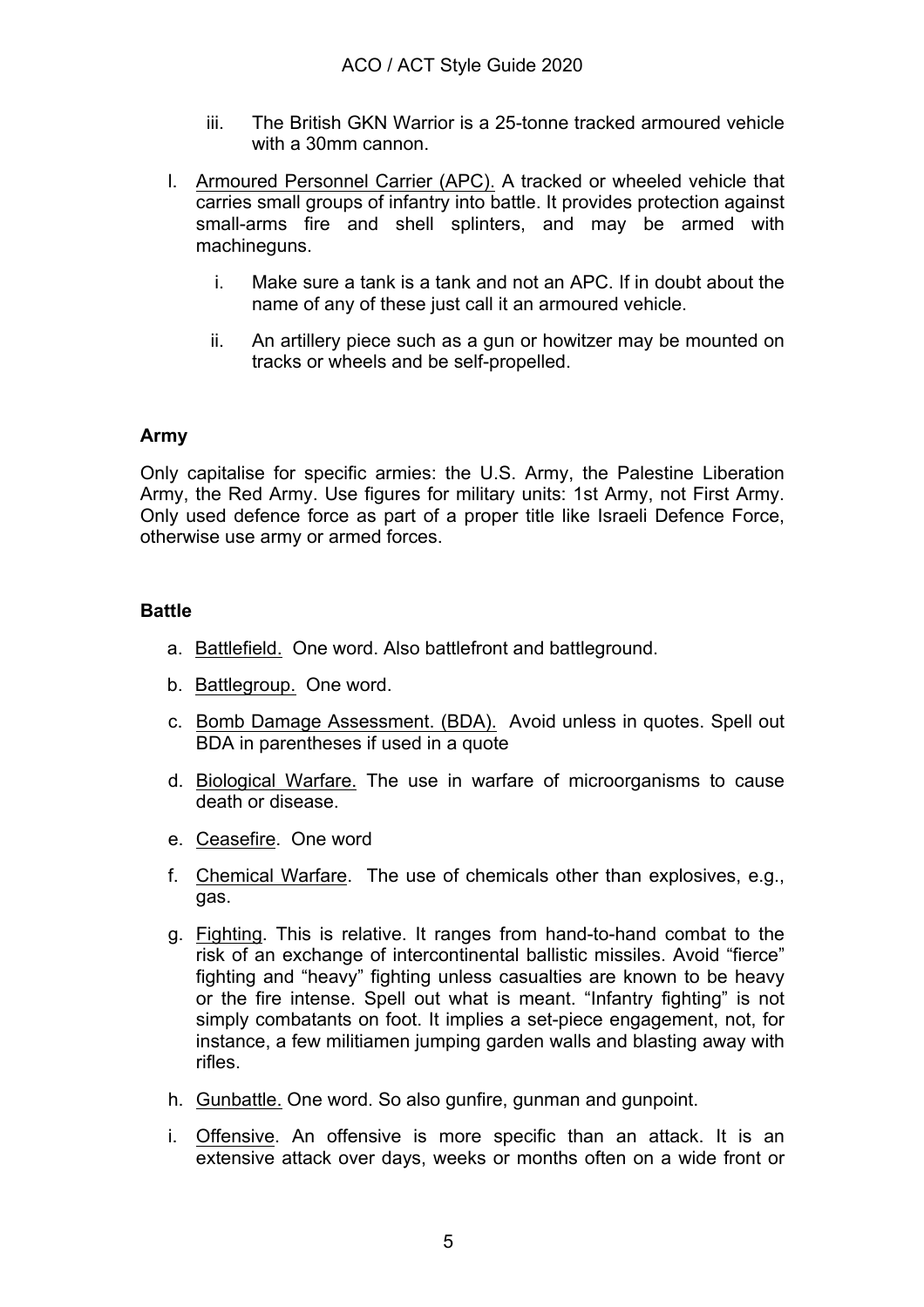iii. The British GKN Warrior is a 25-tonne tracked armoured vehicle with a 30mm cannon.

l. Armoured Personnel Carrier (APC). A tracked or wheeled vehicle that carries small groups of infantry into battle. It provides protection against small-arms fire and shell splinters, and may be armed with machineguns.

   i. Make sure a tank is a tank and not an APC. If in doubt about the name of any of these just call it an armoured vehicle.

   ii. An artillery piece such as a gun or howitzer may be mounted on tracks or wheels and be self-propelled.

**Army**

Only capitalise for specific armies: the U.S. Army, the Palestine Liberation Army, the Red Army. Use figures for military units: 1st Army, not First Army. Only used defence force as part of a proper title like Israeli Defence Force, otherwise use army or armed forces.

**Battle**

a. Battlefield. One word. Also battlefront and battleground.

b. Battlegroup. One word.

c. Bomb Damage Assessment. (BDA). Avoid unless in quotes. Spell out BDA in parentheses if used in a quote

d. Biological Warfare. The use in warfare of microorganisms to cause death or disease.

e. Ceasefire. One word

f. Chemical Warfare. The use of chemicals other than explosives, e.g., gas.

g. Fighting. This is relative. It ranges from hand-to-hand combat to the risk of an exchange of intercontinental ballistic missiles. Avoid "fierce" fighting and "heavy" fighting unless casualties are known to be heavy or the fire intense. Spell out what is meant. "Infantry fighting" is not simply combatants on foot. It implies a set-piece engagement, not, for instance, a few militiamen jumping garden walls and blasting away with rifles.

h. Gunbattle. One word. So also gunfire, gunman and gunpoint.

i. Offensive. An offensive is more specific than an attack. It is an extensive attack over days, weeks or months often on a wide front or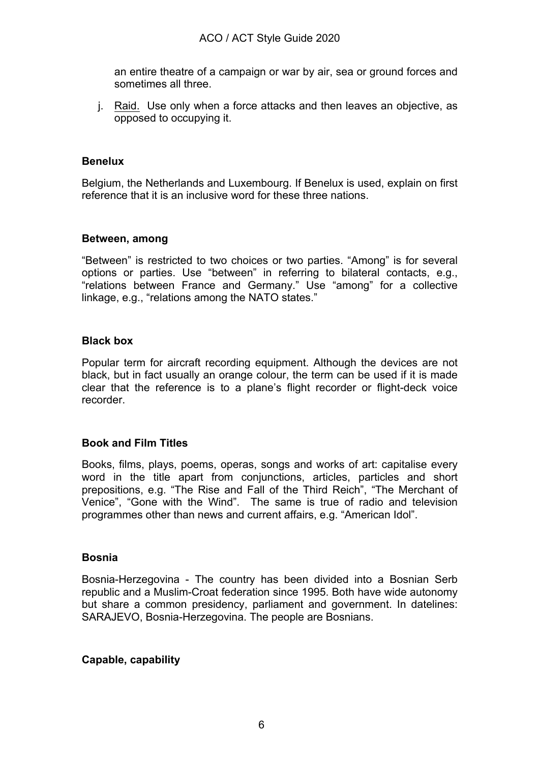an entire theatre of a campaign or war by air, sea or ground forces and sometimes all three.

j. <u>Raid.</u> Use only when a force attacks and then leaves an objective, as opposed to occupying it.

**Benelux**

Belgium, the Netherlands and Luxembourg. If Benelux is used, explain on first reference that it is an inclusive word for these three nations.

**Between, among**

"Between" is restricted to two choices or two parties. "Among" is for several options or parties. Use "between" in referring to bilateral contacts, e.g., "relations between France and Germany." Use "among" for a collective linkage, e.g., "relations among the NATO states."

**Black box**

Popular term for aircraft recording equipment. Although the devices are not black, but in fact usually an orange colour, the term can be used if it is made clear that the reference is to a plane's flight recorder or flight-deck voice recorder.

**Book and Film Titles**

Books, films, plays, poems, operas, songs and works of art: capitalise every word in the title apart from conjunctions, articles, particles and short prepositions, e.g. "The Rise and Fall of the Third Reich", "The Merchant of Venice", "Gone with the Wind". The same is true of radio and television programmes other than news and current affairs, e.g. "American Idol".

**Bosnia**

Bosnia-Herzegovina - The country has been divided into a Bosnian Serb republic and a Muslim-Croat federation since 1995. Both have wide autonomy but share a common presidency, parliament and government. In datelines: SARAJEVO, Bosnia-Herzegovina. The people are Bosnians.

**Capable, capability**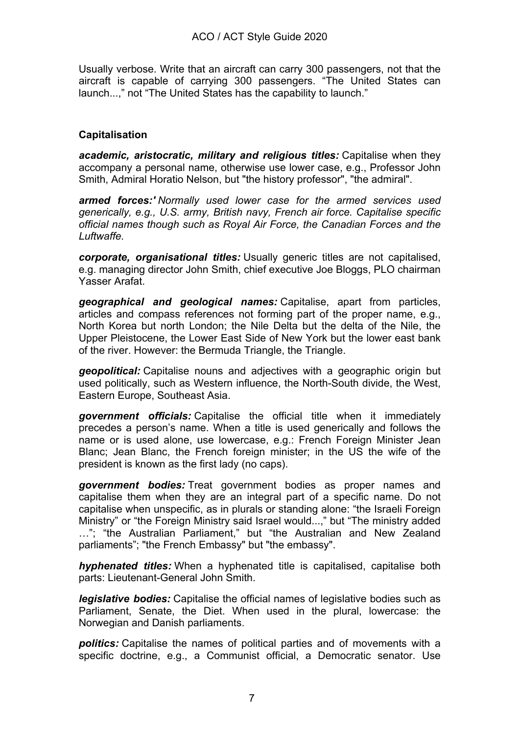Usually verbose. Write that an aircraft can carry 300 passengers, not that the aircraft is capable of carrying 300 passengers. "The United States can launch...," not "The United States has the capability to launch."

## Capitalisation

***academic, aristocratic, military and religious titles:*** Capitalise when they accompany a personal name, otherwise use lower case, e.g., Professor John Smith, Admiral Horatio Nelson, but "the history professor", "the admiral".

***armed forces:'*** *Normally used lower case for the armed services used generically, e.g., U.S. army, British navy, French air force. Capitalise specific official names though such as Royal Air Force, the Canadian Forces and the Luftwaffe.*

***corporate, organisational titles:*** Usually generic titles are not capitalised, e.g. managing director John Smith, chief executive Joe Bloggs, PLO chairman Yasser Arafat.

***geographical and geological names:*** Capitalise, apart from particles, articles and compass references not forming part of the proper name, e.g., North Korea but north London; the Nile Delta but the delta of the Nile, the Upper Pleistocene, the Lower East Side of New York but the lower east bank of the river. However: the Bermuda Triangle, the Triangle.

***geopolitical:*** Capitalise nouns and adjectives with a geographic origin but used politically, such as Western influence, the North-South divide, the West, Eastern Europe, Southeast Asia.

***government officials:*** Capitalise the official title when it immediately precedes a person's name. When a title is used generically and follows the name or is used alone, use lowercase, e.g.: French Foreign Minister Jean Blanc; Jean Blanc, the French foreign minister; in the US the wife of the president is known as the first lady (no caps).

***government bodies:*** Treat government bodies as proper names and capitalise them when they are an integral part of a specific name. Do not capitalise when unspecific, as in plurals or standing alone: "the Israeli Foreign Ministry" or "the Foreign Ministry said Israel would...," but "The ministry added …"; "the Australian Parliament," but "the Australian and New Zealand parliaments"; "the French Embassy" but "the embassy".

***hyphenated titles:*** When a hyphenated title is capitalised, capitalise both parts: Lieutenant-General John Smith.

***legislative bodies:*** Capitalise the official names of legislative bodies such as Parliament, Senate, the Diet. When used in the plural, lowercase: the Norwegian and Danish parliaments.

***politics:*** Capitalise the names of political parties and of movements with a specific doctrine, e.g., a Communist official, a Democratic senator. Use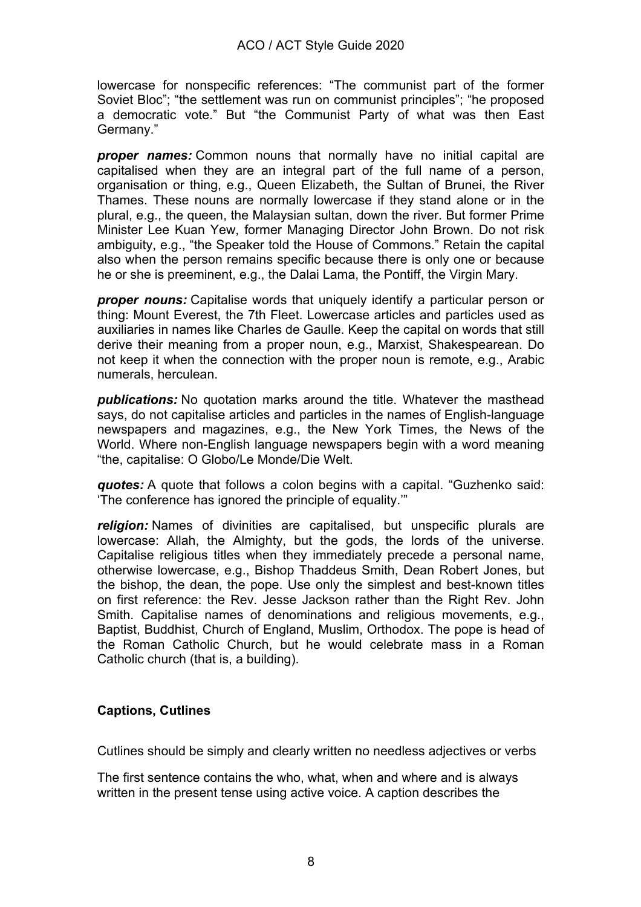lowercase for nonspecific references: “The communist part of the former Soviet Bloc”; “the settlement was run on communist principles”; “he proposed a democratic vote.” But “the Communist Party of what was then East Germany.”

***proper names:*** Common nouns that normally have no initial capital are capitalised when they are an integral part of the full name of a person, organisation or thing, e.g., Queen Elizabeth, the Sultan of Brunei, the River Thames. These nouns are normally lowercase if they stand alone or in the plural, e.g., the queen, the Malaysian sultan, down the river. But former Prime Minister Lee Kuan Yew, former Managing Director John Brown. Do not risk ambiguity, e.g., “the Speaker told the House of Commons.” Retain the capital also when the person remains specific because there is only one or because he or she is preeminent, e.g., the Dalai Lama, the Pontiff, the Virgin Mary.

***proper nouns:*** Capitalise words that uniquely identify a particular person or thing: Mount Everest, the 7th Fleet. Lowercase articles and particles used as auxiliaries in names like Charles de Gaulle. Keep the capital on words that still derive their meaning from a proper noun, e.g., Marxist, Shakespearean. Do not keep it when the connection with the proper noun is remote, e.g., Arabic numerals, herculean.

***publications:*** No quotation marks around the title. Whatever the masthead says, do not capitalise articles and particles in the names of English-language newspapers and magazines, e.g., the New York Times, the News of the World. Where non-English language newspapers begin with a word meaning “the, capitalise: O Globo/Le Monde/Die Welt.

***quotes:*** A quote that follows a colon begins with a capital. “Guzhenko said: ‘The conference has ignored the principle of equality.’”

***religion:*** Names of divinities are capitalised, but unspecific plurals are lowercase: Allah, the Almighty, but the gods, the lords of the universe. Capitalise religious titles when they immediately precede a personal name, otherwise lowercase, e.g., Bishop Thaddeus Smith, Dean Robert Jones, but the bishop, the dean, the pope. Use only the simplest and best-known titles on first reference: the Rev. Jesse Jackson rather than the Right Rev. John Smith. Capitalise names of denominations and religious movements, e.g., Baptist, Buddhist, Church of England, Muslim, Orthodox. The pope is head of the Roman Catholic Church, but he would celebrate mass in a Roman Catholic church (that is, a building).

## Captions, Cutlines

Cutlines should be simply and clearly written no needless adjectives or verbs

The first sentence contains the who, what, when and where and is always written in the present tense using active voice. A caption describes the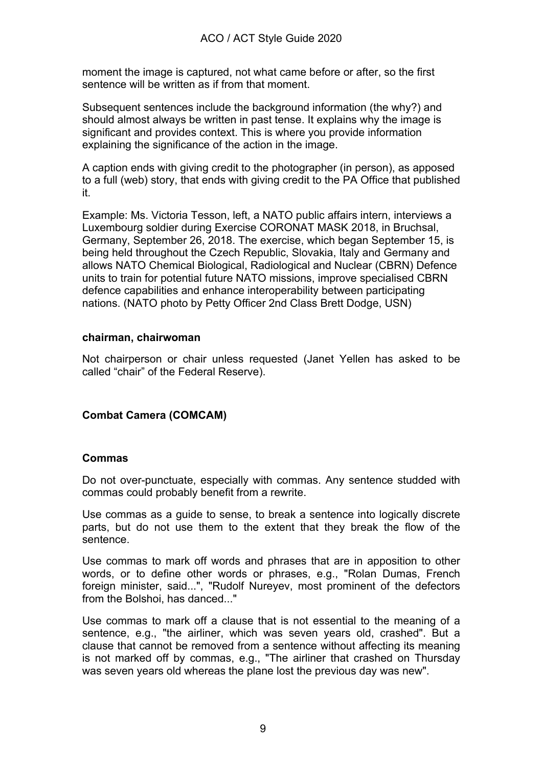moment the image is captured, not what came before or after, so the first sentence will be written as if from that moment.

Subsequent sentences include the background information (the why?) and should almost always be written in past tense. It explains why the image is significant and provides context. This is where you provide information explaining the significance of the action in the image.

A caption ends with giving credit to the photographer (in person), as apposed to a full (web) story, that ends with giving credit to the PA Office that published it.

Example: Ms. Victoria Tesson, left, a NATO public affairs intern, interviews a Luxembourg soldier during Exercise CORONAT MASK 2018, in Bruchsal, Germany, September 26, 2018. The exercise, which began September 15, is being held throughout the Czech Republic, Slovakia, Italy and Germany and allows NATO Chemical Biological, Radiological and Nuclear (CBRN) Defence units to train for potential future NATO missions, improve specialised CBRN defence capabilities and enhance interoperability between participating nations. (NATO photo by Petty Officer 2nd Class Brett Dodge, USN)

**chairman, chairwoman**

Not chairperson or chair unless requested (Janet Yellen has asked to be called "chair" of the Federal Reserve).

**Combat Camera (COMCAM)**

**Commas**

Do not over-punctuate, especially with commas. Any sentence studded with commas could probably benefit from a rewrite.

Use commas as a guide to sense, to break a sentence into logically discrete parts, but do not use them to the extent that they break the flow of the sentence.

Use commas to mark off words and phrases that are in apposition to other words, or to define other words or phrases, e.g., "Rolan Dumas, French foreign minister, said...", "Rudolf Nureyev, most prominent of the defectors from the Bolshoi, has danced..."

Use commas to mark off a clause that is not essential to the meaning of a sentence, e.g., "the airliner, which was seven years old, crashed". But a clause that cannot be removed from a sentence without affecting its meaning is not marked off by commas, e.g., "The airliner that crashed on Thursday was seven years old whereas the plane lost the previous day was new".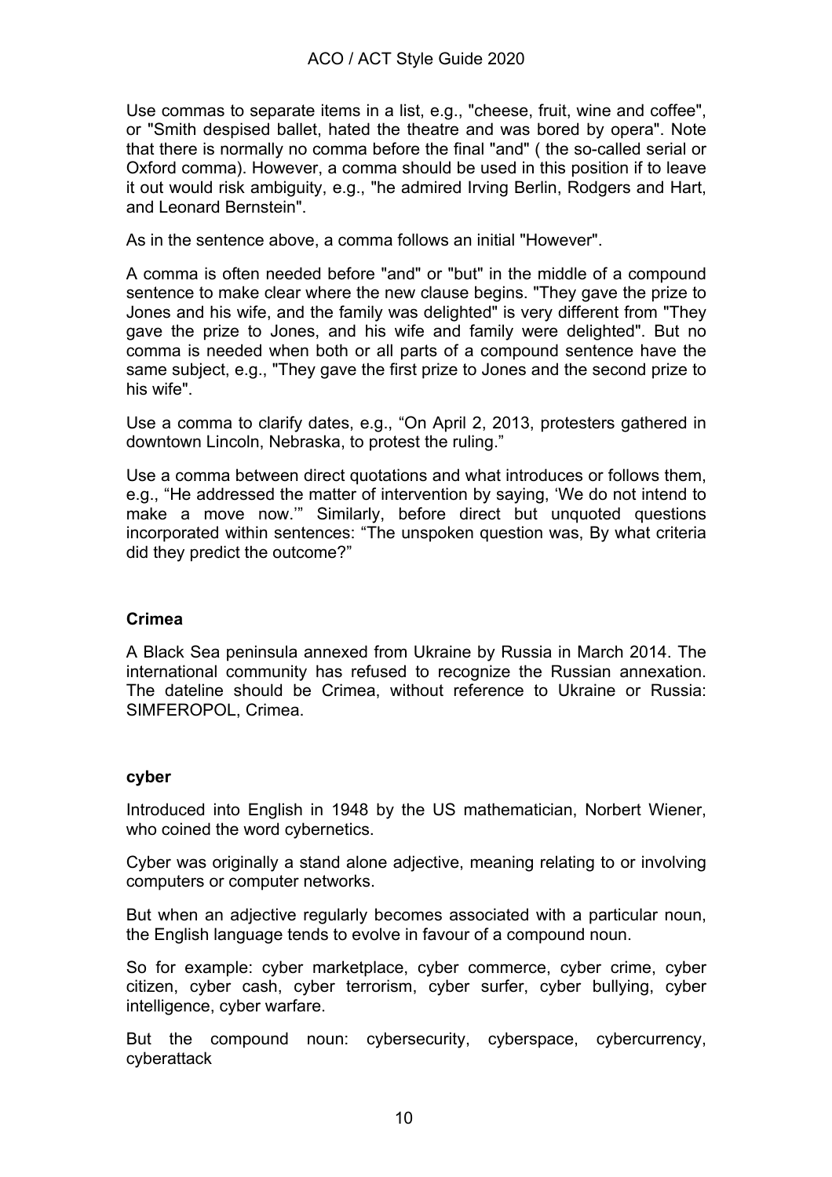Use commas to separate items in a list, e.g., "cheese, fruit, wine and coffee", or "Smith despised ballet, hated the theatre and was bored by opera". Note that there is normally no comma before the final "and" ( the so-called serial or Oxford comma). However, a comma should be used in this position if to leave it out would risk ambiguity, e.g., "he admired Irving Berlin, Rodgers and Hart, and Leonard Bernstein".

As in the sentence above, a comma follows an initial "However".

A comma is often needed before "and" or "but" in the middle of a compound sentence to make clear where the new clause begins. "They gave the prize to Jones and his wife, and the family was delighted" is very different from "They gave the prize to Jones, and his wife and family were delighted". But no comma is needed when both or all parts of a compound sentence have the same subject, e.g., "They gave the first prize to Jones and the second prize to his wife".

Use a comma to clarify dates, e.g., “On April 2, 2013, protesters gathered in downtown Lincoln, Nebraska, to protest the ruling.”

Use a comma between direct quotations and what introduces or follows them, e.g., “He addressed the matter of intervention by saying, ‘We do not intend to make a move now.’” Similarly, before direct but unquoted questions incorporated within sentences: “The unspoken question was, By what criteria did they predict the outcome?”

**Crimea**

A Black Sea peninsula annexed from Ukraine by Russia in March 2014. The international community has refused to recognize the Russian annexation. The dateline should be Crimea, without reference to Ukraine or Russia: SIMFEROPOL, Crimea.

**cyber**

Introduced into English in 1948 by the US mathematician, Norbert Wiener, who coined the word cybernetics.

Cyber was originally a stand alone adjective, meaning relating to or involving computers or computer networks.

But when an adjective regularly becomes associated with a particular noun, the English language tends to evolve in favour of a compound noun.

So for example: cyber marketplace, cyber commerce, cyber crime, cyber citizen, cyber cash, cyber terrorism, cyber surfer, cyber bullying, cyber intelligence, cyber warfare.

But the compound noun: cybersecurity, cyberspace, cybercurrency, cyberattack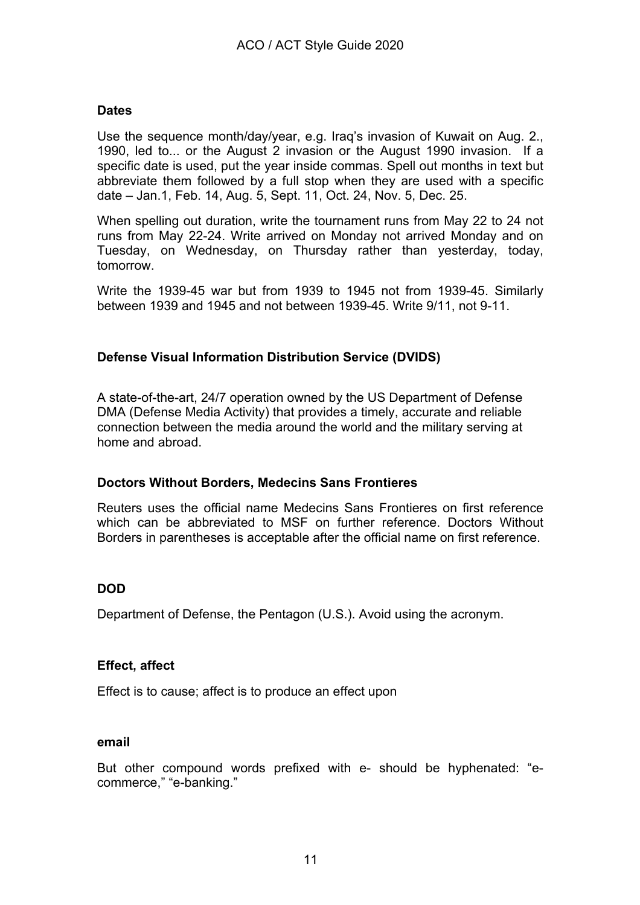### Dates

Use the sequence month/day/year, e.g. Iraq's invasion of Kuwait on Aug. 2., 1990, led to... or the August 2 invasion or the August 1990 invasion. If a specific date is used, put the year inside commas. Spell out months in text but abbreviate them followed by a full stop when they are used with a specific date – Jan.1, Feb. 14, Aug. 5, Sept. 11, Oct. 24, Nov. 5, Dec. 25.

When spelling out duration, write the tournament runs from May 22 to 24 not runs from May 22-24. Write arrived on Monday not arrived Monday and on Tuesday, on Wednesday, on Thursday rather than yesterday, today, tomorrow.

Write the 1939-45 war but from 1939 to 1945 not from 1939-45. Similarly between 1939 and 1945 and not between 1939-45. Write 9/11, not 9-11.

### Defense Visual Information Distribution Service (DVIDS)

A state-of-the-art, 24/7 operation owned by the US Department of Defense DMA (Defense Media Activity) that provides a timely, accurate and reliable connection between the media around the world and the military serving at home and abroad.

### Doctors Without Borders, Medecins Sans Frontieres

Reuters uses the official name Medecins Sans Frontieres on first reference which can be abbreviated to MSF on further reference. Doctors Without Borders in parentheses is acceptable after the official name on first reference.

### DOD

Department of Defense, the Pentagon (U.S.). Avoid using the acronym.

### Effect, affect

Effect is to cause; affect is to produce an effect upon

### email

But other compound words prefixed with e- should be hyphenated: "e-commerce," "e-banking."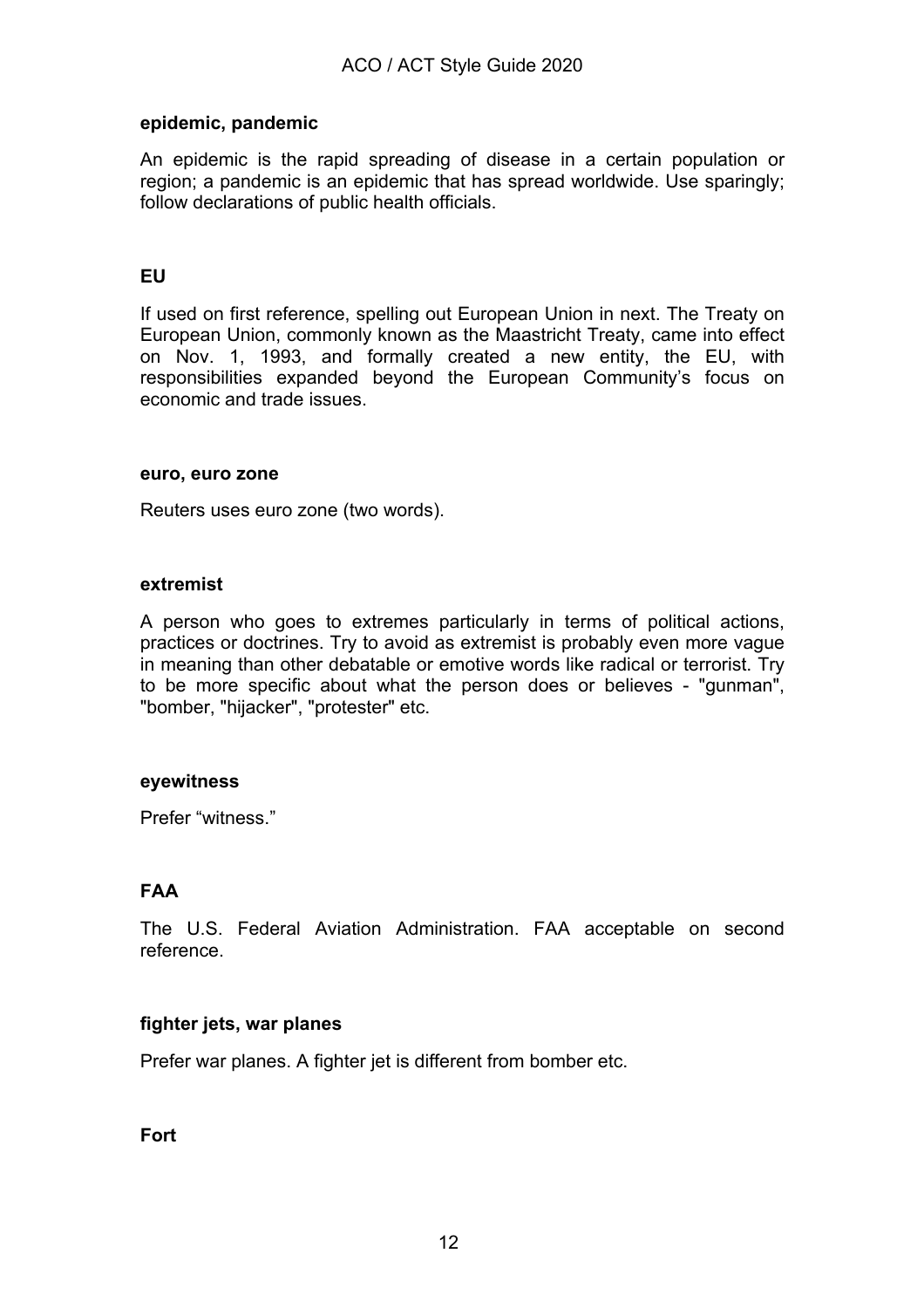**epidemic, pandemic**

An epidemic is the rapid spreading of disease in a certain population or region; a pandemic is an epidemic that has spread worldwide. Use sparingly; follow declarations of public health officials.

**EU**

If used on first reference, spelling out European Union in next. The Treaty on European Union, commonly known as the Maastricht Treaty, came into effect on Nov. 1, 1993, and formally created a new entity, the EU, with responsibilities expanded beyond the European Community's focus on economic and trade issues.

**euro, euro zone**

Reuters uses euro zone (two words).

**extremist**

A person who goes to extremes particularly in terms of political actions, practices or doctrines. Try to avoid as extremist is probably even more vague in meaning than other debatable or emotive words like radical or terrorist. Try to be more specific about what the person does or believes - "gunman", "bomber, "hijacker", "protester" etc.

**eyewitness**

Prefer "witness."

**FAA**

The U.S. Federal Aviation Administration. FAA acceptable on second reference.

**fighter jets, war planes**

Prefer war planes. A fighter jet is different from bomber etc.

**Fort**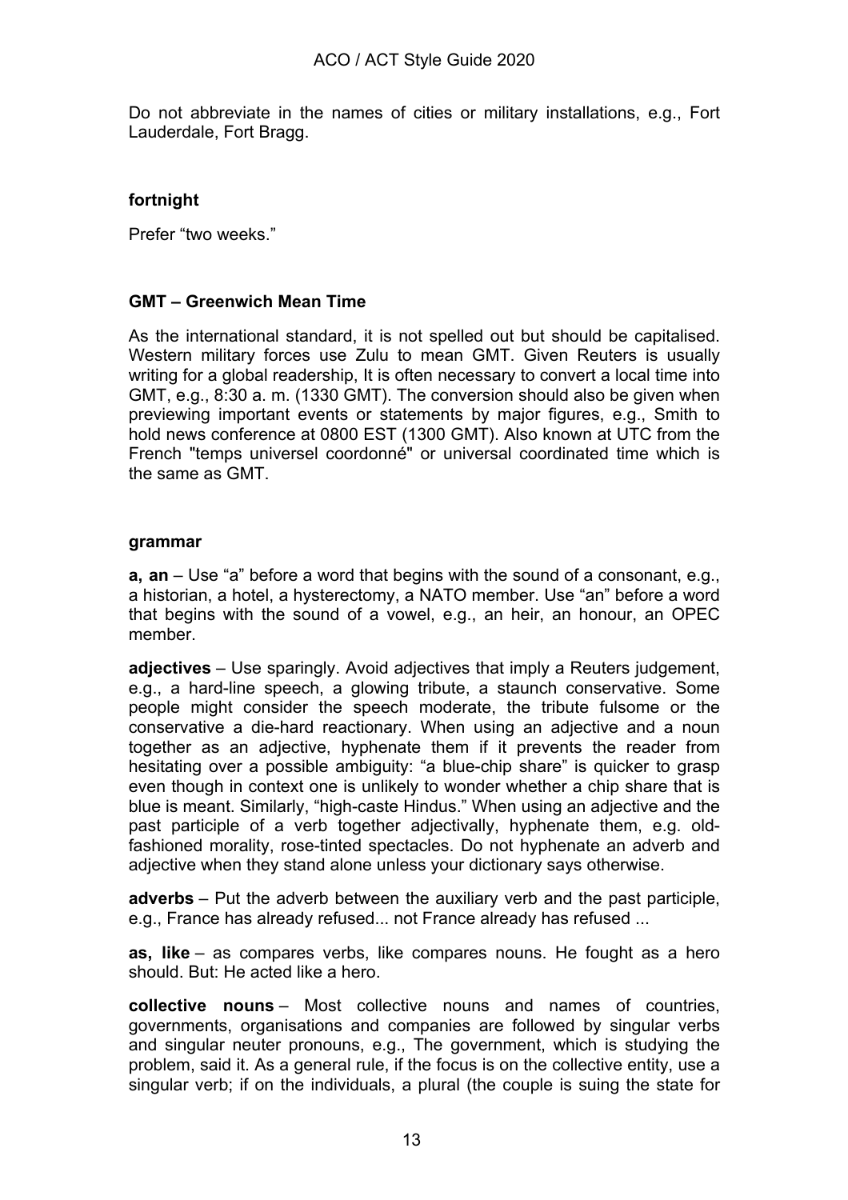Do not abbreviate in the names of cities or military installations, e.g., Fort Lauderdale, Fort Bragg.

**fortnight**

Prefer “two weeks.”

**GMT – Greenwich Mean Time**

As the international standard, it is not spelled out but should be capitalised. Western military forces use Zulu to mean GMT. Given Reuters is usually writing for a global readership, It is often necessary to convert a local time into GMT, e.g., 8:30 a. m. (1330 GMT). The conversion should also be given when previewing important events or statements by major figures, e.g., Smith to hold news conference at 0800 EST (1300 GMT). Also known at UTC from the French "temps universel coordonné" or universal coordinated time which is the same as GMT.

**grammar**

**a, an** – Use “a” before a word that begins with the sound of a consonant, e.g., a historian, a hotel, a hysterectomy, a NATO member. Use “an” before a word that begins with the sound of a vowel, e.g., an heir, an honour, an OPEC member.

**adjectives** – Use sparingly. Avoid adjectives that imply a Reuters judgement, e.g., a hard-line speech, a glowing tribute, a staunch conservative. Some people might consider the speech moderate, the tribute fulsome or the conservative a die-hard reactionary. When using an adjective and a noun together as an adjective, hyphenate them if it prevents the reader from hesitating over a possible ambiguity: “a blue-chip share” is quicker to grasp even though in context one is unlikely to wonder whether a chip share that is blue is meant. Similarly, “high-caste Hindus.” When using an adjective and the past participle of a verb together adjectivally, hyphenate them, e.g. old-fashioned morality, rose-tinted spectacles. Do not hyphenate an adverb and adjective when they stand alone unless your dictionary says otherwise.

**adverbs** – Put the adverb between the auxiliary verb and the past participle, e.g., France has already refused... not France already has refused ...

**as, like** – as compares verbs, like compares nouns. He fought as a hero should. But: He acted like a hero.

**collective nouns** – Most collective nouns and names of countries, governments, organisations and companies are followed by singular verbs and singular neuter pronouns, e.g., The government, which is studying the problem, said it. As a general rule, if the focus is on the collective entity, use a singular verb; if on the individuals, a plural (the couple is suing the state for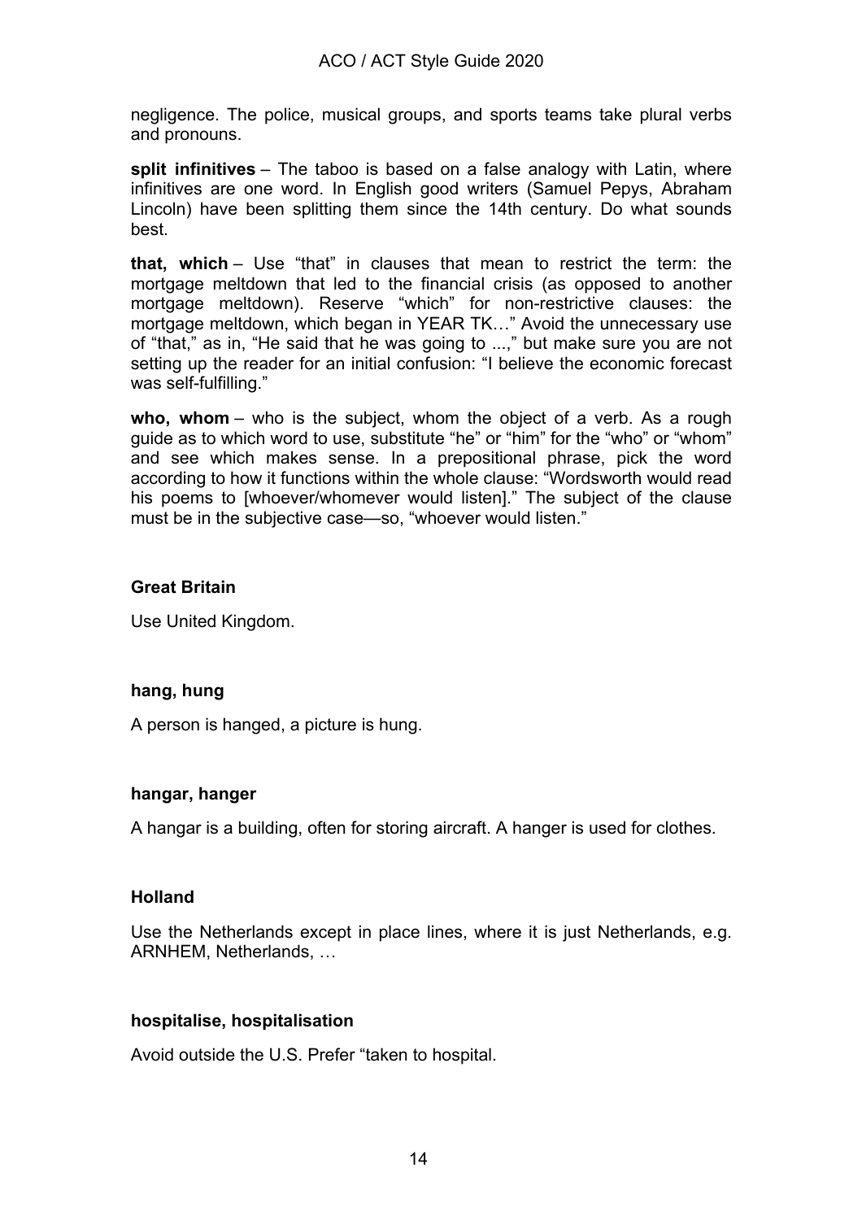negligence. The police, musical groups, and sports teams take plural verbs and pronouns.

**split infinitives** – The taboo is based on a false analogy with Latin, where infinitives are one word. In English good writers (Samuel Pepys, Abraham Lincoln) have been splitting them since the 14th century. Do what sounds best.

**that, which** – Use "that" in clauses that mean to restrict the term: the mortgage meltdown that led to the financial crisis (as opposed to another mortgage meltdown). Reserve "which" for non-restrictive clauses: the mortgage meltdown, which began in YEAR TK…" Avoid the unnecessary use of "that," as in, "He said that he was going to ...," but make sure you are not setting up the reader for an initial confusion: "I believe the economic forecast was self-fulfilling."

**who, whom** – who is the subject, whom the object of a verb. As a rough guide as to which word to use, substitute "he" or "him" for the "who" or "whom" and see which makes sense. In a prepositional phrase, pick the word according to how it functions within the whole clause: "Wordsworth would read his poems to [whoever/whomever would listen]." The subject of the clause must be in the subjective case—so, "whoever would listen."

**Great Britain**

Use United Kingdom.

**hang, hung**

A person is hanged, a picture is hung.

**hangar, hanger**

A hangar is a building, often for storing aircraft. A hanger is used for clothes.

**Holland**

Use the Netherlands except in place lines, where it is just Netherlands, e.g. ARNHEM, Netherlands, …

**hospitalise, hospitalisation**

Avoid outside the U.S. Prefer "taken to hospital.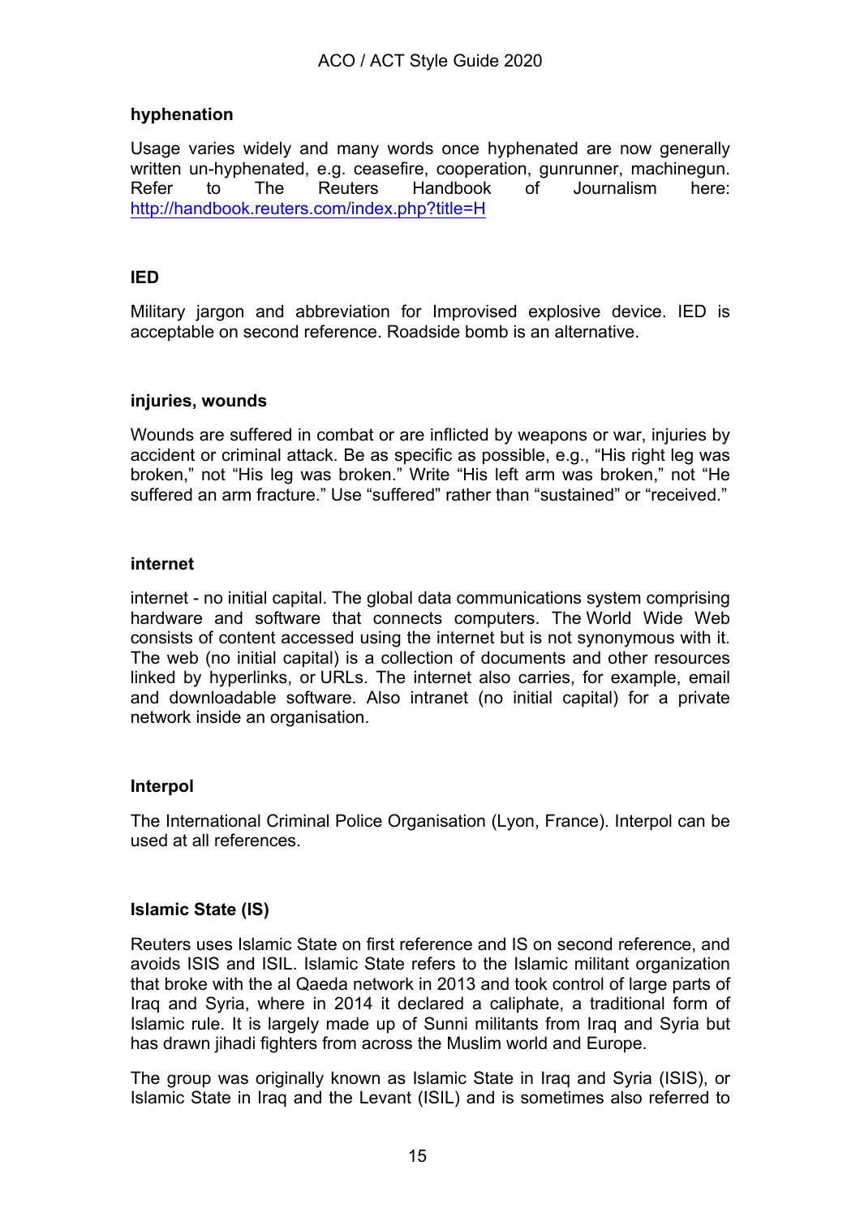**hyphenation**

Usage varies widely and many words once hyphenated are now generally written un-hyphenated, e.g. ceasefire, cooperation, gunrunner, machinegun. Refer to The Reuters Handbook of Journalism here: [http://handbook.reuters.com/index.php?title=H](http://handbook.reuters.com/index.php?title=H)

**IED**

Military jargon and abbreviation for Improvised explosive device. IED is acceptable on second reference. Roadside bomb is an alternative.

**injuries, wounds**

Wounds are suffered in combat or are inflicted by weapons or war, injuries by accident or criminal attack. Be as specific as possible, e.g., “His right leg was broken,” not “His leg was broken.” Write “His left arm was broken,” not “He suffered an arm fracture.” Use “suffered” rather than “sustained” or “received.”

**internet**

internet - no initial capital. The global data communications system comprising hardware and software that connects computers. The World Wide Web consists of content accessed using the internet but is not synonymous with it. The web (no initial capital) is a collection of documents and other resources linked by hyperlinks, or URLs. The internet also carries, for example, email and downloadable software. Also intranet (no initial capital) for a private network inside an organisation.

**Interpol**

The International Criminal Police Organisation (Lyon, France). Interpol can be used at all references.

**Islamic State (IS)**

Reuters uses Islamic State on first reference and IS on second reference, and avoids ISIS and ISIL. Islamic State refers to the Islamic militant organization that broke with the al Qaeda network in 2013 and took control of large parts of Iraq and Syria, where in 2014 it declared a caliphate, a traditional form of Islamic rule. It is largely made up of Sunni militants from Iraq and Syria but has drawn jihadi fighters from across the Muslim world and Europe.

The group was originally known as Islamic State in Iraq and Syria (ISIS), or Islamic State in Iraq and the Levant (ISIL) and is sometimes also referred to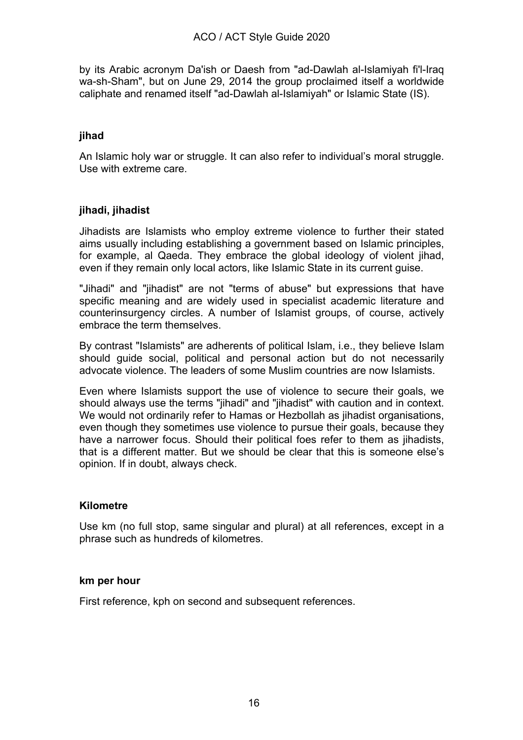by its Arabic acronym Da'ish or Daesh from "ad-Dawlah al-Islamiyah fi'l-Iraq wa-sh-Sham", but on June 29, 2014 the group proclaimed itself a worldwide caliphate and renamed itself "ad-Dawlah al-Islamiyah" or Islamic State (IS).

**jihad**

An Islamic holy war or struggle. It can also refer to individual's moral struggle. Use with extreme care.

**jihadi, jihadist**

Jihadists are Islamists who employ extreme violence to further their stated aims usually including establishing a government based on Islamic principles, for example, al Qaeda. They embrace the global ideology of violent jihad, even if they remain only local actors, like Islamic State in its current guise.

"Jihadi" and "jihadist" are not "terms of abuse" but expressions that have specific meaning and are widely used in specialist academic literature and counterinsurgency circles. A number of Islamist groups, of course, actively embrace the term themselves.

By contrast "Islamists" are adherents of political Islam, i.e., they believe Islam should guide social, political and personal action but do not necessarily advocate violence. The leaders of some Muslim countries are now Islamists.

Even where Islamists support the use of violence to secure their goals, we should always use the terms "jihadi" and "jihadist" with caution and in context. We would not ordinarily refer to Hamas or Hezbollah as jihadist organisations, even though they sometimes use violence to pursue their goals, because they have a narrower focus. Should their political foes refer to them as jihadists, that is a different matter. But we should be clear that this is someone else's opinion. If in doubt, always check.

**Kilometre**

Use km (no full stop, same singular and plural) at all references, except in a phrase such as hundreds of kilometres.

**km per hour**

First reference, kph on second and subsequent references.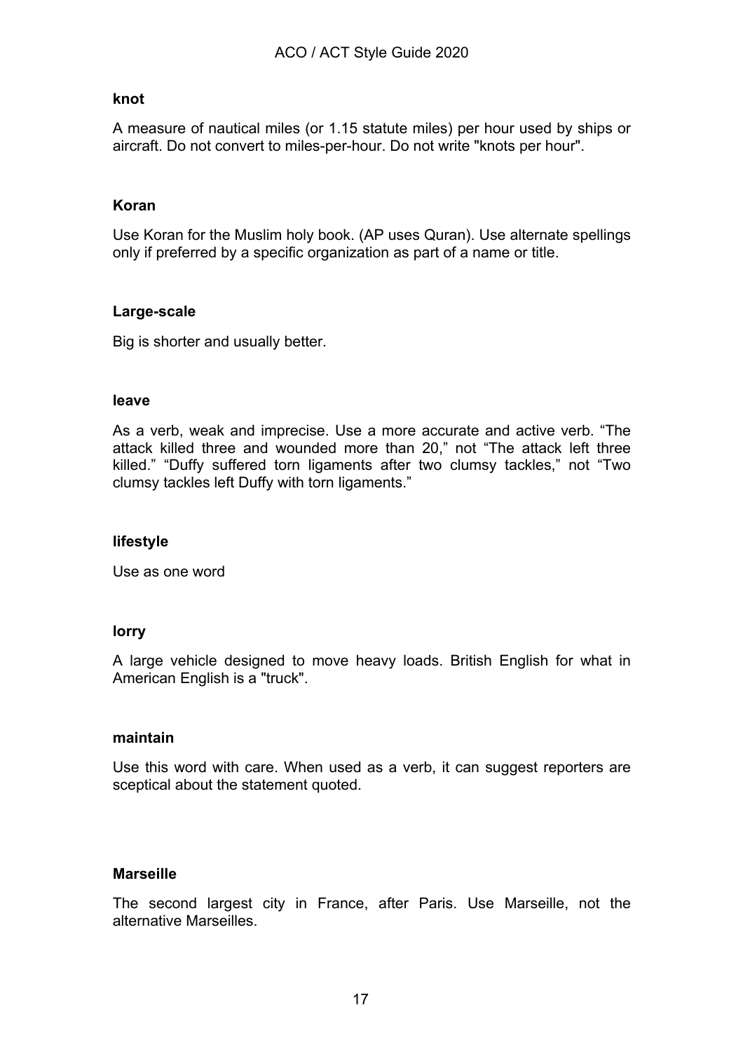### knot

A measure of nautical miles (or 1.15 statute miles) per hour used by ships or aircraft. Do not convert to miles-per-hour. Do not write "knots per hour".

### Koran

Use Koran for the Muslim holy book. (AP uses Quran). Use alternate spellings only if preferred by a specific organization as part of a name or title.

### Large-scale

Big is shorter and usually better.

### leave

As a verb, weak and imprecise. Use a more accurate and active verb. “The attack killed three and wounded more than 20,” not “The attack left three killed.” “Duffy suffered torn ligaments after two clumsy tackles,” not “Two clumsy tackles left Duffy with torn ligaments.”

### lifestyle

Use as one word

### lorry

A large vehicle designed to move heavy loads. British English for what in American English is a "truck".

### maintain

Use this word with care. When used as a verb, it can suggest reporters are sceptical about the statement quoted.

### Marseille

The second largest city in France, after Paris. Use Marseille, not the alternative Marseilles.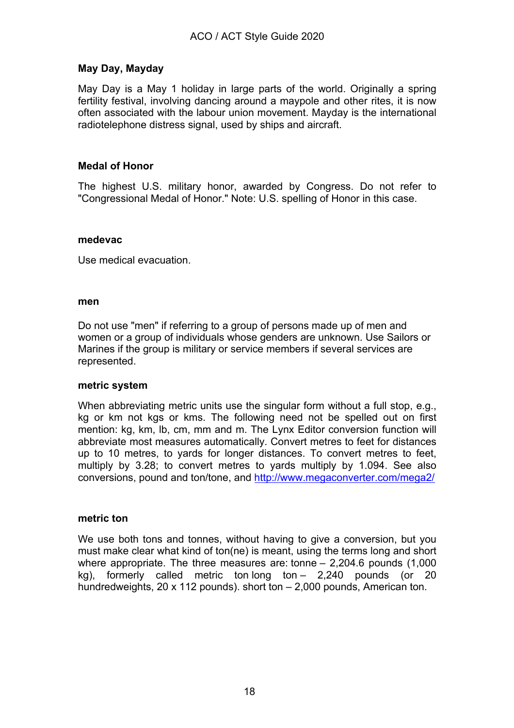**May Day, Mayday**

May Day is a May 1 holiday in large parts of the world. Originally a spring fertility festival, involving dancing around a maypole and other rites, it is now often associated with the labour union movement. Mayday is the international radiotelephone distress signal, used by ships and aircraft.

**Medal of Honor**

The highest U.S. military honor, awarded by Congress. Do not refer to "Congressional Medal of Honor." Note: U.S. spelling of Honor in this case.

**medevac**

Use medical evacuation.

**men**

Do not use "men" if referring to a group of persons made up of men and women or a group of individuals whose genders are unknown. Use Sailors or Marines if the group is military or service members if several services are represented.

**metric system**

When abbreviating metric units use the singular form without a full stop, e.g., kg or km not kgs or kms. The following need not be spelled out on first mention: kg, km, lb, cm, mm and m. The Lynx Editor conversion function will abbreviate most measures automatically. Convert metres to feet for distances up to 10 metres, to yards for longer distances. To convert metres to feet, multiply by 3.28; to convert metres to yards multiply by 1.094. See also conversions, pound and ton/tone, and http://www.megaconverter.com/mega2/

**metric ton**

We use both tons and tonnes, without having to give a conversion, but you must make clear what kind of ton(ne) is meant, using the terms long and short where appropriate. The three measures are: tonne – 2,204.6 pounds (1,000 kg), formerly called metric ton long ton – 2,240 pounds (or 20 hundredweights, 20 x 112 pounds). short ton – 2,000 pounds, American ton.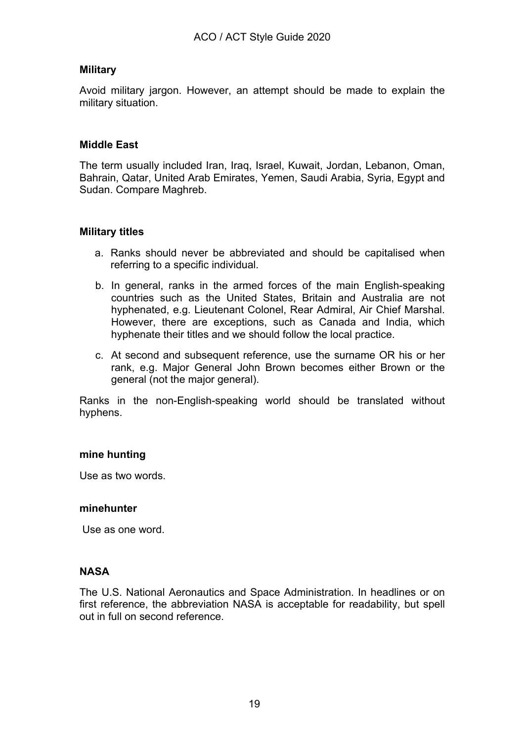### Military

Avoid military jargon. However, an attempt should be made to explain the military situation.

### Middle East

The term usually included Iran, Iraq, Israel, Kuwait, Jordan, Lebanon, Oman, Bahrain, Qatar, United Arab Emirates, Yemen, Saudi Arabia, Syria, Egypt and Sudan. Compare Maghreb.

### Military titles

a. Ranks should never be abbreviated and should be capitalised when referring to a specific individual.

b. In general, ranks in the armed forces of the main English-speaking countries such as the United States, Britain and Australia are not hyphenated, e.g. Lieutenant Colonel, Rear Admiral, Air Chief Marshal. However, there are exceptions, such as Canada and India, which hyphenate their titles and we should follow the local practice.

c. At second and subsequent reference, use the surname OR his or her rank, e.g. Major General John Brown becomes either Brown or the general (not the major general).

Ranks in the non-English-speaking world should be translated without hyphens.

### mine hunting

Use as two words.

### minehunter

Use as one word.

### NASA

The U.S. National Aeronautics and Space Administration. In headlines or on first reference, the abbreviation NASA is acceptable for readability, but spell out in full on second reference.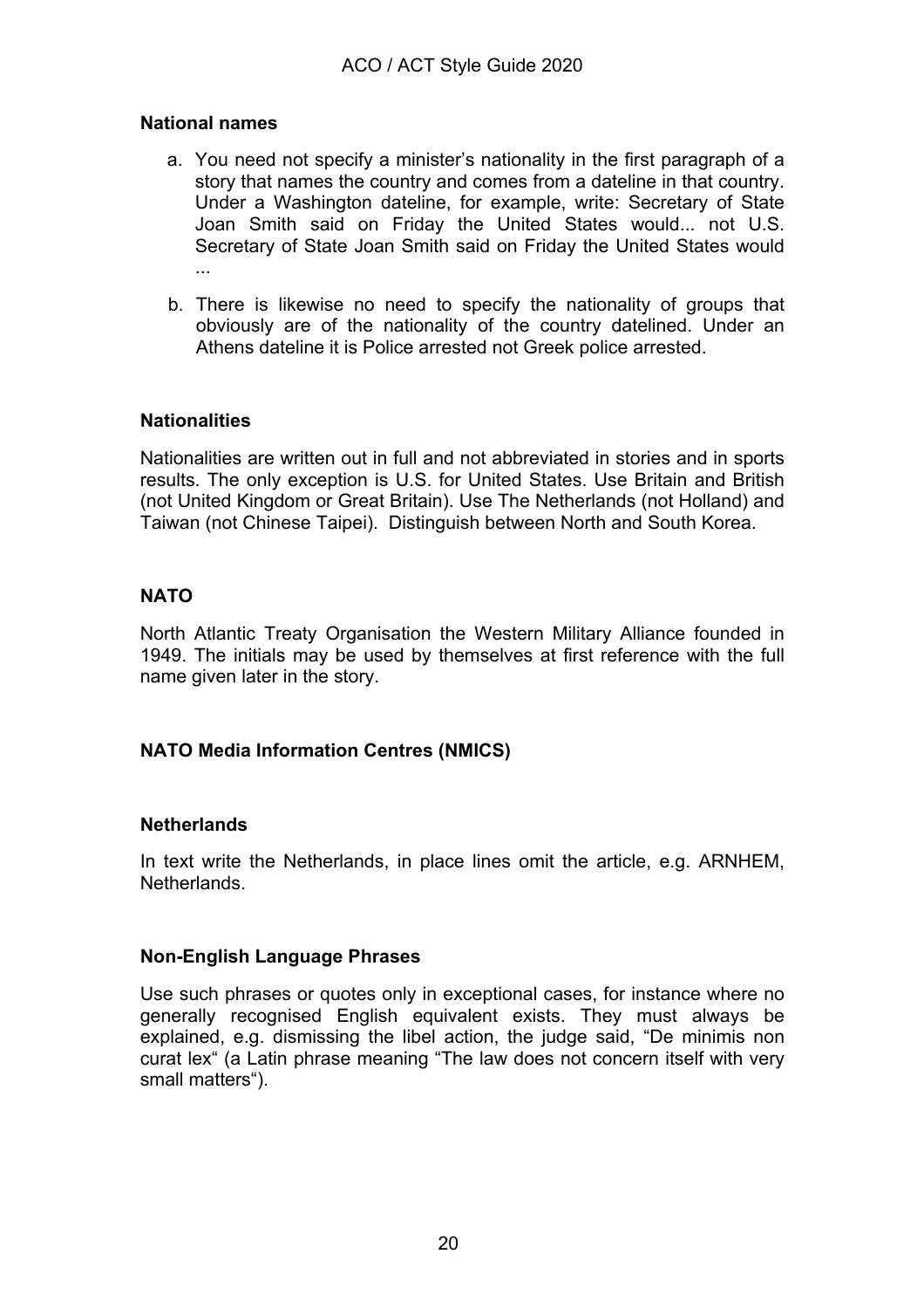### National names

a. You need not specify a minister's nationality in the first paragraph of a story that names the country and comes from a dateline in that country. Under a Washington dateline, for example, write: Secretary of State Joan Smith said on Friday the United States would... not U.S. Secretary of State Joan Smith said on Friday the United States would ...

b. There is likewise no need to specify the nationality of groups that obviously are of the nationality of the country datelined. Under an Athens dateline it is Police arrested not Greek police arrested.

### Nationalities

Nationalities are written out in full and not abbreviated in stories and in sports results. The only exception is U.S. for United States. Use Britain and British (not United Kingdom or Great Britain). Use The Netherlands (not Holland) and Taiwan (not Chinese Taipei). Distinguish between North and South Korea.

### NATO

North Atlantic Treaty Organisation the Western Military Alliance founded in 1949. The initials may be used by themselves at first reference with the full name given later in the story.

### NATO Media Information Centres (NMICS)

### Netherlands

In text write the Netherlands, in place lines omit the article, e.g. ARNHEM, Netherlands.

### Non-English Language Phrases

Use such phrases or quotes only in exceptional cases, for instance where no generally recognised English equivalent exists. They must always be explained, e.g. dismissing the libel action, the judge said, "De minimis non curat lex" (a Latin phrase meaning "The law does not concern itself with very small matters").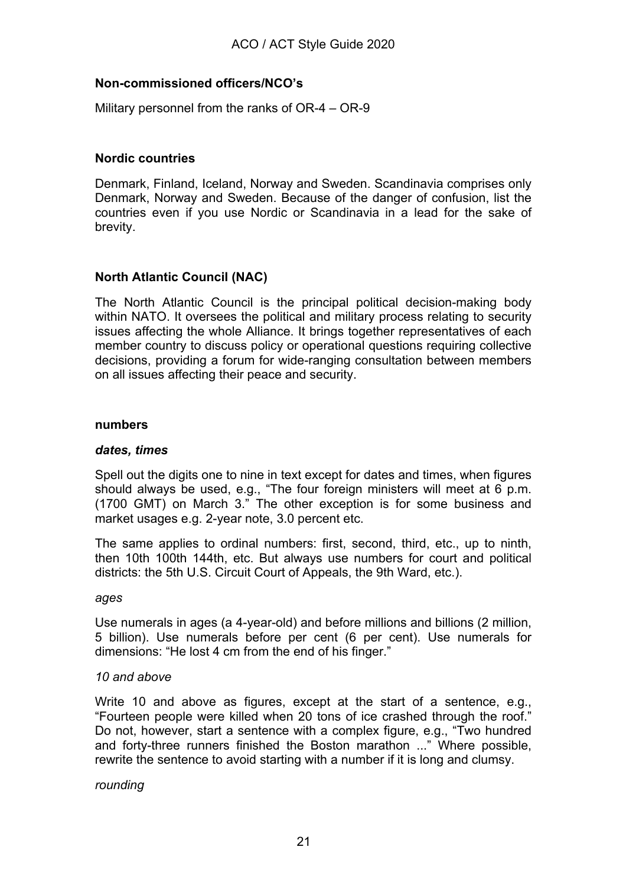### Non-commissioned officers/NCO's

Military personnel from the ranks of OR-4 – OR-9

### Nordic countries

Denmark, Finland, Iceland, Norway and Sweden. Scandinavia comprises only Denmark, Norway and Sweden. Because of the danger of confusion, list the countries even if you use Nordic or Scandinavia in a lead for the sake of brevity.

### North Atlantic Council (NAC)

The North Atlantic Council is the principal political decision-making body within NATO. It oversees the political and military process relating to security issues affecting the whole Alliance. It brings together representatives of each member country to discuss policy or operational questions requiring collective decisions, providing a forum for wide-ranging consultation between members on all issues affecting their peace and security.

### numbers

#### *dates, times*

Spell out the digits one to nine in text except for dates and times, when figures should always be used, e.g., "The four foreign ministers will meet at 6 p.m. (1700 GMT) on March 3." The other exception is for some business and market usages e.g. 2-year note, 3.0 percent etc.

The same applies to ordinal numbers: first, second, third, etc., up to ninth, then 10th 100th 144th, etc. But always use numbers for court and political districts: the 5th U.S. Circuit Court of Appeals, the 9th Ward, etc.).

*ages*

Use numerals in ages (a 4-year-old) and before millions and billions (2 million, 5 billion). Use numerals before per cent (6 per cent). Use numerals for dimensions: "He lost 4 cm from the end of his finger."

*10 and above*

Write 10 and above as figures, except at the start of a sentence, e.g., "Fourteen people were killed when 20 tons of ice crashed through the roof." Do not, however, start a sentence with a complex figure, e.g., "Two hundred and forty-three runners finished the Boston marathon ..." Where possible, rewrite the sentence to avoid starting with a number if it is long and clumsy.

*rounding*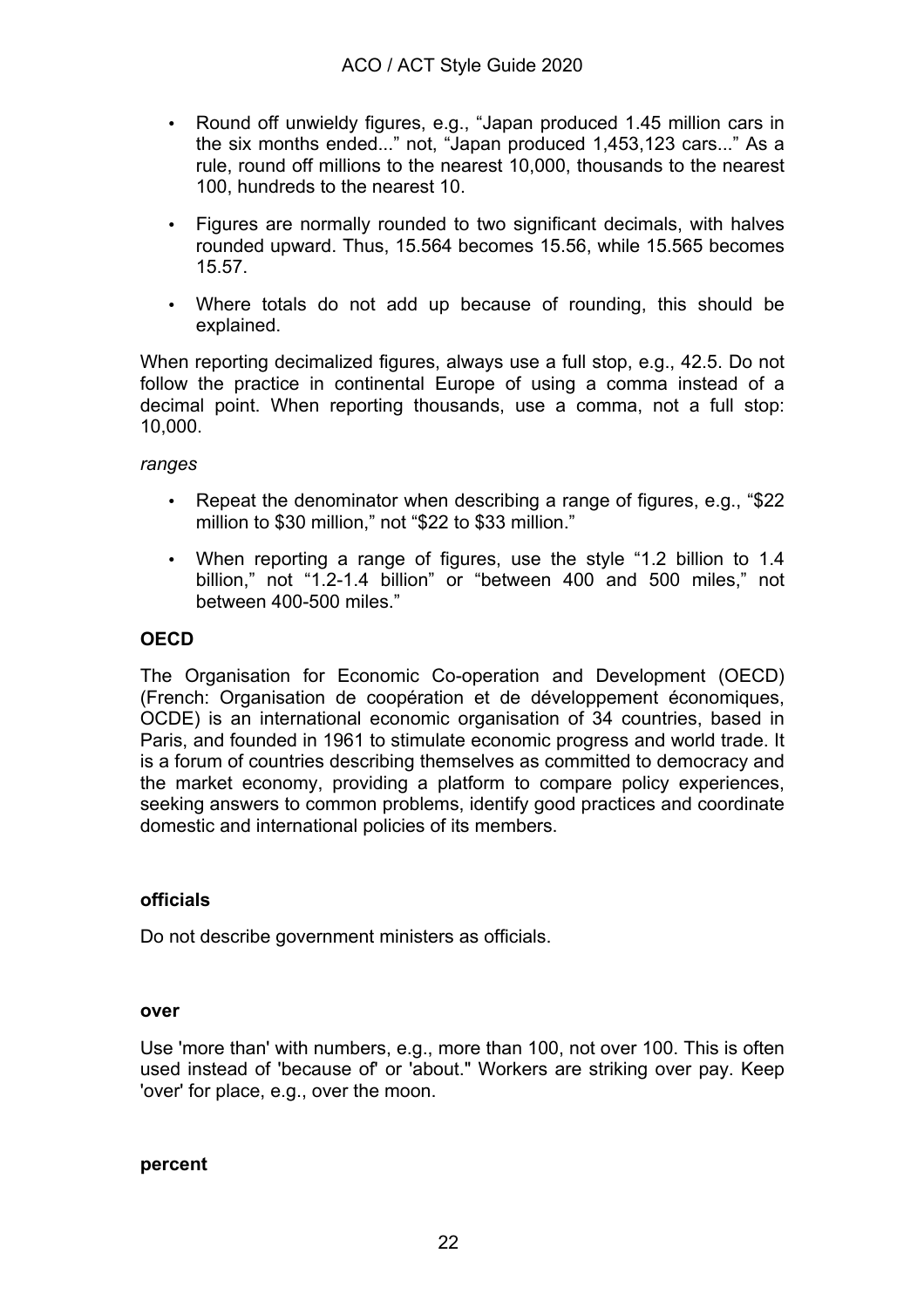- Round off unwieldy figures, e.g., “Japan produced 1.45 million cars in the six months ended...” not, “Japan produced 1,453,123 cars...” As a rule, round off millions to the nearest 10,000, thousands to the nearest 100, hundreds to the nearest 10.
- Figures are normally rounded to two significant decimals, with halves rounded upward. Thus, 15.564 becomes 15.56, while 15.565 becomes 15.57.
- Where totals do not add up because of rounding, this should be explained.

When reporting decimalized figures, always use a full stop, e.g., 42.5. Do not follow the practice in continental Europe of using a comma instead of a decimal point. When reporting thousands, use a comma, not a full stop: 10,000.

*ranges*

- Repeat the denominator when describing a range of figures, e.g., “$22 million to $30 million,” not “$22 to $33 million.”
- When reporting a range of figures, use the style “1.2 billion to 1.4 billion,” not “1.2-1.4 billion” or “between 400 and 500 miles,” not between 400-500 miles.”

**OECD**

The Organisation for Economic Co-operation and Development (OECD) (French: Organisation de coopération et de développement économiques, OCDE) is an international economic organisation of 34 countries, based in Paris, and founded in 1961 to stimulate economic progress and world trade. It is a forum of countries describing themselves as committed to democracy and the market economy, providing a platform to compare policy experiences, seeking answers to common problems, identify good practices and coordinate domestic and international policies of its members.

**officials**

Do not describe government ministers as officials.

**over**

Use 'more than' with numbers, e.g., more than 100, not over 100. This is often used instead of 'because of' or 'about." Workers are striking over pay. Keep 'over' for place, e.g., over the moon.

**percent**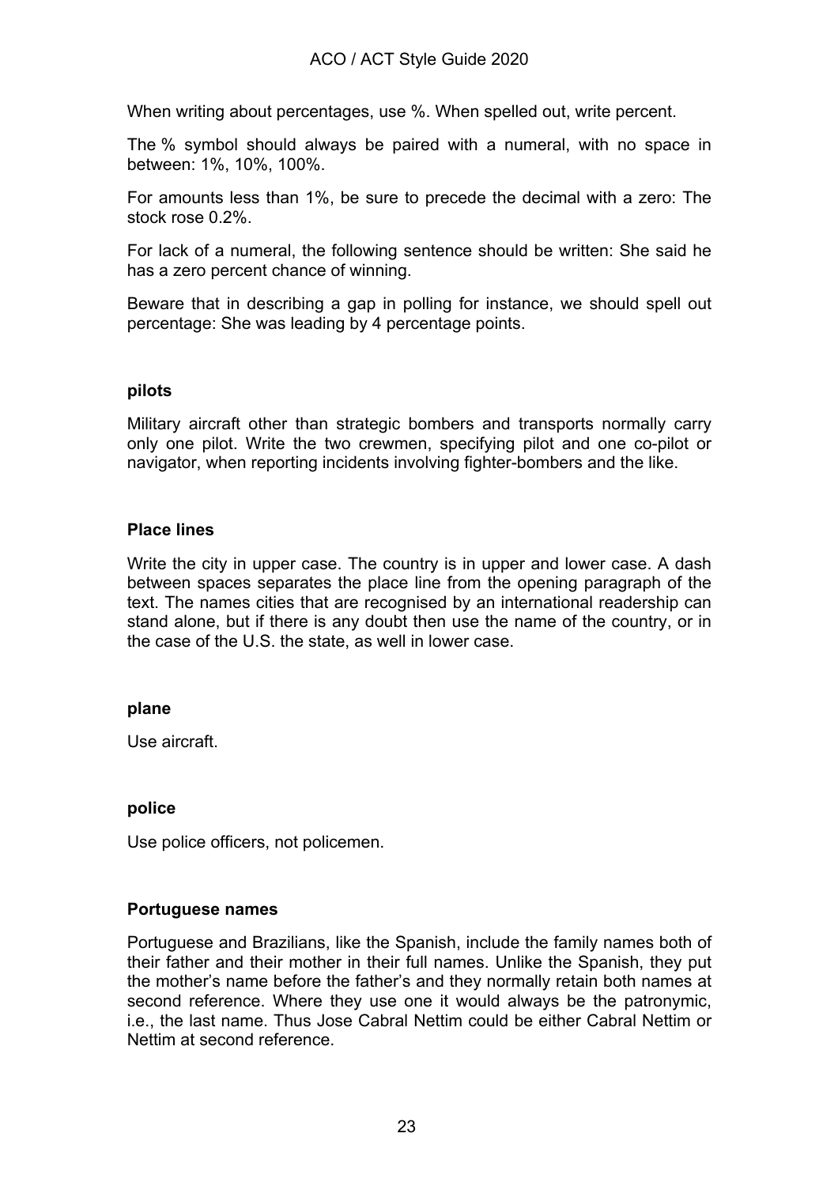When writing about percentages, use %. When spelled out, write percent.

The % symbol should always be paired with a numeral, with no space in between: 1%, 10%, 100%.

For amounts less than 1%, be sure to precede the decimal with a zero: The stock rose 0.2%.

For lack of a numeral, the following sentence should be written: She said he has a zero percent chance of winning.

Beware that in describing a gap in polling for instance, we should spell out percentage: She was leading by 4 percentage points.

**pilots**

Military aircraft other than strategic bombers and transports normally carry only one pilot. Write the two crewmen, specifying pilot and one co-pilot or navigator, when reporting incidents involving fighter-bombers and the like.

**Place lines**

Write the city in upper case. The country is in upper and lower case. A dash between spaces separates the place line from the opening paragraph of the text. The names cities that are recognised by an international readership can stand alone, but if there is any doubt then use the name of the country, or in the case of the U.S. the state, as well in lower case.

**plane**

Use aircraft.

**police**

Use police officers, not policemen.

**Portuguese names**

Portuguese and Brazilians, like the Spanish, include the family names both of their father and their mother in their full names. Unlike the Spanish, they put the mother's name before the father's and they normally retain both names at second reference. Where they use one it would always be the patronymic, i.e., the last name. Thus Jose Cabral Nettim could be either Cabral Nettim or Nettim at second reference.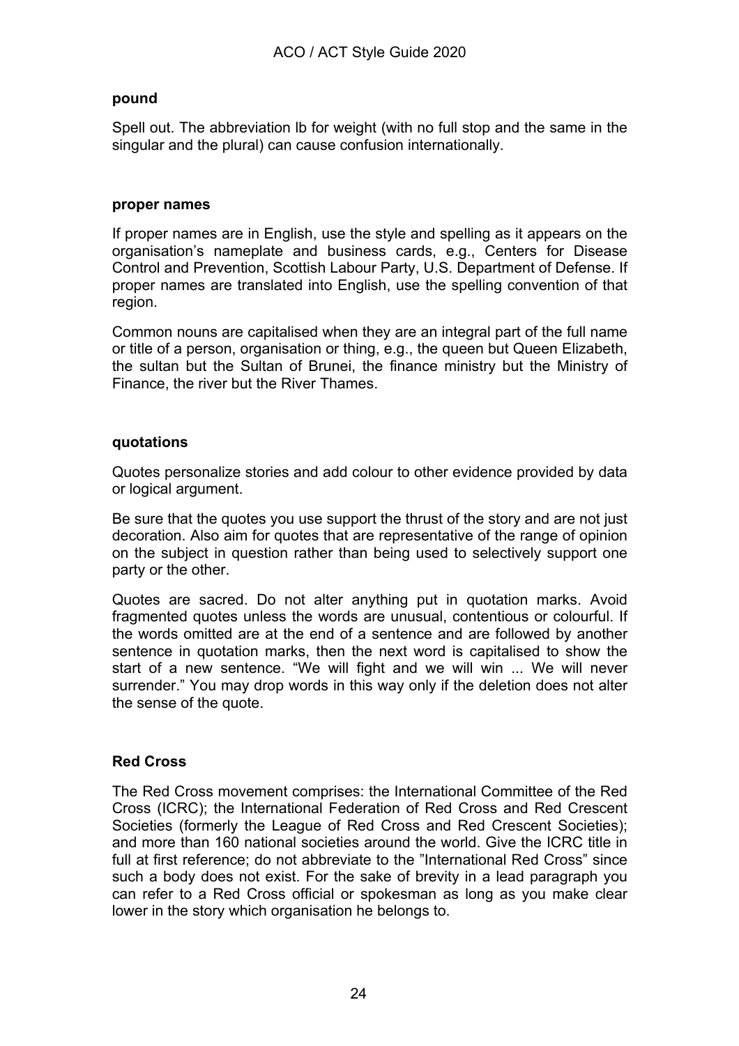**pound**

Spell out. The abbreviation lb for weight (with no full stop and the same in the singular and the plural) can cause confusion internationally.

**proper names**

If proper names are in English, use the style and spelling as it appears on the organisation's nameplate and business cards, e.g., Centers for Disease Control and Prevention, Scottish Labour Party, U.S. Department of Defense. If proper names are translated into English, use the spelling convention of that region.

Common nouns are capitalised when they are an integral part of the full name or title of a person, organisation or thing, e.g., the queen but Queen Elizabeth, the sultan but the Sultan of Brunei, the finance ministry but the Ministry of Finance, the river but the River Thames.

**quotations**

Quotes personalize stories and add colour to other evidence provided by data or logical argument.

Be sure that the quotes you use support the thrust of the story and are not just decoration. Also aim for quotes that are representative of the range of opinion on the subject in question rather than being used to selectively support one party or the other.

Quotes are sacred. Do not alter anything put in quotation marks. Avoid fragmented quotes unless the words are unusual, contentious or colourful. If the words omitted are at the end of a sentence and are followed by another sentence in quotation marks, then the next word is capitalised to show the start of a new sentence. "We will fight and we will win ... We will never surrender." You may drop words in this way only if the deletion does not alter the sense of the quote.

**Red Cross**

The Red Cross movement comprises: the International Committee of the Red Cross (ICRC); the International Federation of Red Cross and Red Crescent Societies (formerly the League of Red Cross and Red Crescent Societies); and more than 160 national societies around the world. Give the ICRC title in full at first reference; do not abbreviate to the "International Red Cross" since such a body does not exist. For the sake of brevity in a lead paragraph you can refer to a Red Cross official or spokesman as long as you make clear lower in the story which organisation he belongs to.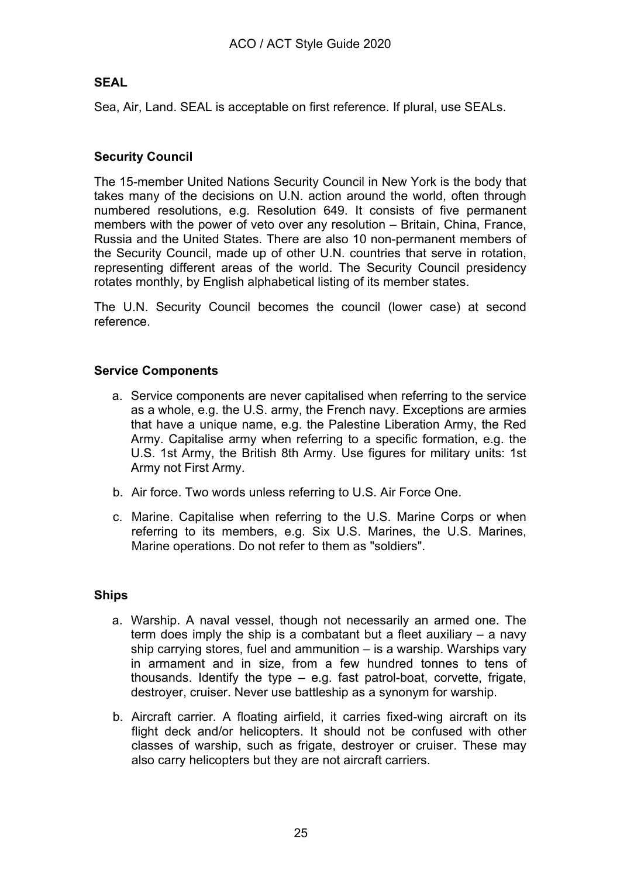### SEAL

Sea, Air, Land. SEAL is acceptable on first reference. If plural, use SEALs.

### Security Council

The 15-member United Nations Security Council in New York is the body that takes many of the decisions on U.N. action around the world, often through numbered resolutions, e.g. Resolution 649. It consists of five permanent members with the power of veto over any resolution – Britain, China, France, Russia and the United States. There are also 10 non-permanent members of the Security Council, made up of other U.N. countries that serve in rotation, representing different areas of the world. The Security Council presidency rotates monthly, by English alphabetical listing of its member states.

The U.N. Security Council becomes the council (lower case) at second reference.

### Service Components

a. Service components are never capitalised when referring to the service as a whole, e.g. the U.S. army, the French navy. Exceptions are armies that have a unique name, e.g. the Palestine Liberation Army, the Red Army. Capitalise army when referring to a specific formation, e.g. the U.S. 1st Army, the British 8th Army. Use figures for military units: 1st Army not First Army.

b. Air force. Two words unless referring to U.S. Air Force One.

c. Marine. Capitalise when referring to the U.S. Marine Corps or when referring to its members, e.g. Six U.S. Marines, the U.S. Marines, Marine operations. Do not refer to them as "soldiers".

### Ships

a. Warship. A naval vessel, though not necessarily an armed one. The term does imply the ship is a combatant but a fleet auxiliary – a navy ship carrying stores, fuel and ammunition – is a warship. Warships vary in armament and in size, from a few hundred tonnes to tens of thousands. Identify the type – e.g. fast patrol-boat, corvette, frigate, destroyer, cruiser. Never use battleship as a synonym for warship.

b. Aircraft carrier. A floating airfield, it carries fixed-wing aircraft on its flight deck and/or helicopters. It should not be confused with other classes of warship, such as frigate, destroyer or cruiser. These may also carry helicopters but they are not aircraft carriers.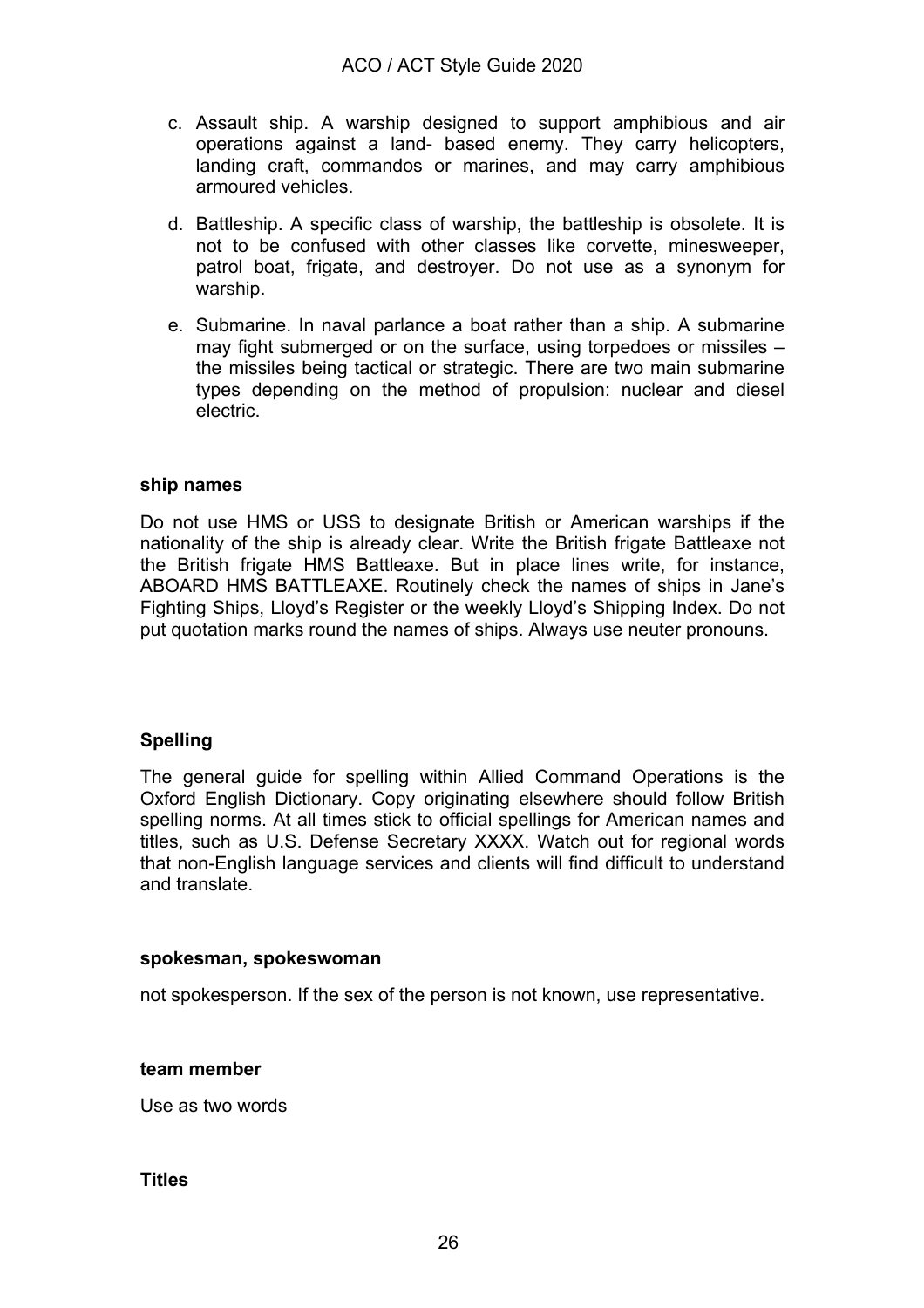c. Assault ship. A warship designed to support amphibious and air operations against a land- based enemy. They carry helicopters, landing craft, commandos or marines, and may carry amphibious armoured vehicles.

d. Battleship. A specific class of warship, the battleship is obsolete. It is not to be confused with other classes like corvette, minesweeper, patrol boat, frigate, and destroyer. Do not use as a synonym for warship.

e. Submarine. In naval parlance a boat rather than a ship. A submarine may fight submerged or on the surface, using torpedoes or missiles – the missiles being tactical or strategic. There are two main submarine types depending on the method of propulsion: nuclear and diesel electric.

**ship names**

Do not use HMS or USS to designate British or American warships if the nationality of the ship is already clear. Write the British frigate Battleaxe not the British frigate HMS Battleaxe. But in place lines write, for instance, ABOARD HMS BATTLEAXE. Routinely check the names of ships in Jane's Fighting Ships, Lloyd's Register or the weekly Lloyd's Shipping Index. Do not put quotation marks round the names of ships. Always use neuter pronouns.

**Spelling**

The general guide for spelling within Allied Command Operations is the Oxford English Dictionary. Copy originating elsewhere should follow British spelling norms. At all times stick to official spellings for American names and titles, such as U.S. Defense Secretary XXXX. Watch out for regional words that non-English language services and clients will find difficult to understand and translate.

**spokesman, spokeswoman**

not spokesperson. If the sex of the person is not known, use representative.

**team member**

Use as two words

**Titles**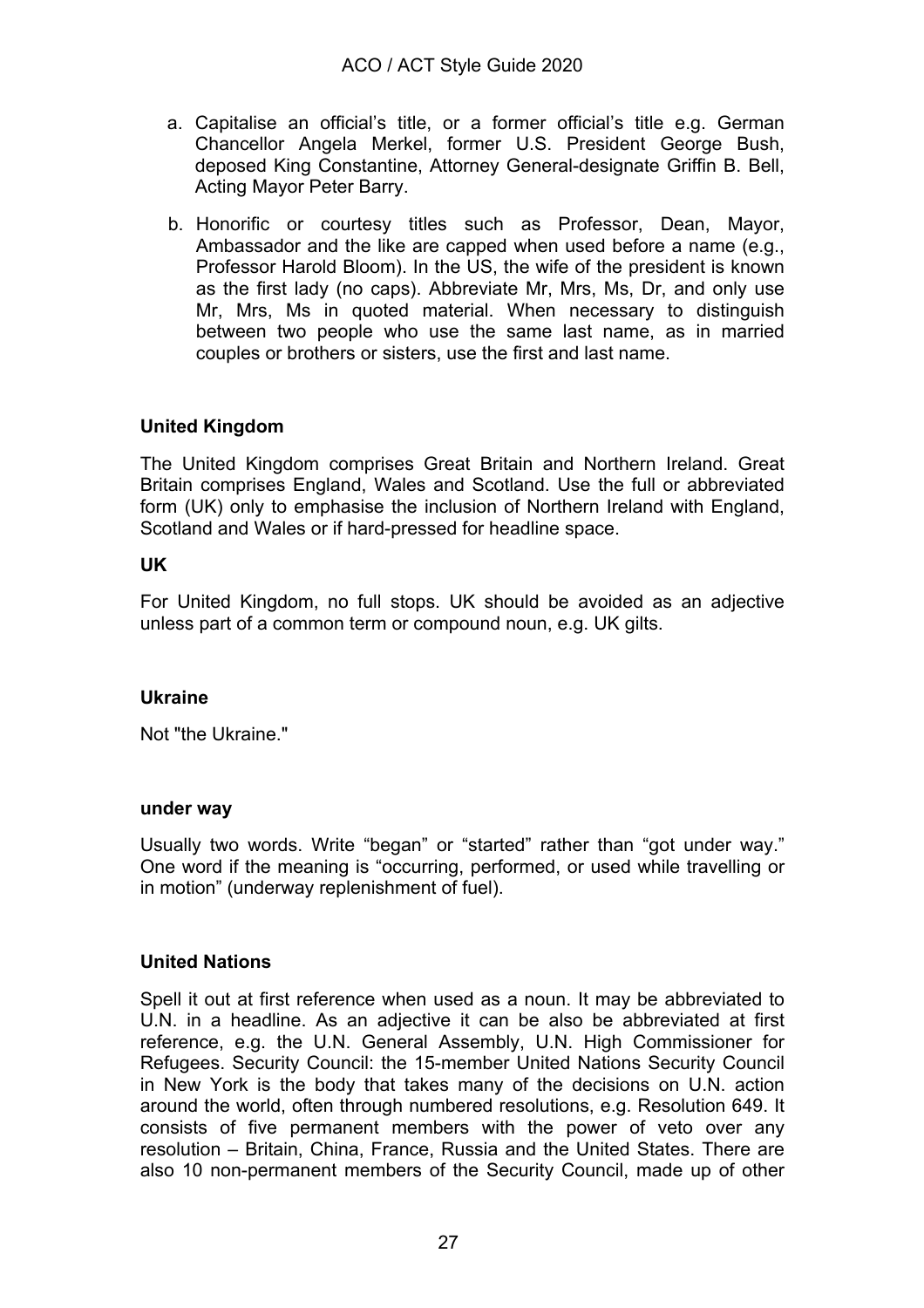a. Capitalise an official's title, or a former official's title e.g. German Chancellor Angela Merkel, former U.S. President George Bush, deposed King Constantine, Attorney General-designate Griffin B. Bell, Acting Mayor Peter Barry.

b. Honorific or courtesy titles such as Professor, Dean, Mayor, Ambassador and the like are capped when used before a name (e.g., Professor Harold Bloom). In the US, the wife of the president is known as the first lady (no caps). Abbreviate Mr, Mrs, Ms, Dr, and only use Mr, Mrs, Ms in quoted material. When necessary to distinguish between two people who use the same last name, as in married couples or brothers or sisters, use the first and last name.

**United Kingdom**

The United Kingdom comprises Great Britain and Northern Ireland. Great Britain comprises England, Wales and Scotland. Use the full or abbreviated form (UK) only to emphasise the inclusion of Northern Ireland with England, Scotland and Wales or if hard-pressed for headline space.

**UK**

For United Kingdom, no full stops. UK should be avoided as an adjective unless part of a common term or compound noun, e.g. UK gilts.

**Ukraine**

Not "the Ukraine."

**under way**

Usually two words. Write "began" or "started" rather than "got under way." One word if the meaning is "occurring, performed, or used while travelling or in motion" (underway replenishment of fuel).

**United Nations**

Spell it out at first reference when used as a noun. It may be abbreviated to U.N. in a headline. As an adjective it can be also be abbreviated at first reference, e.g. the U.N. General Assembly, U.N. High Commissioner for Refugees. Security Council: the 15-member United Nations Security Council in New York is the body that takes many of the decisions on U.N. action around the world, often through numbered resolutions, e.g. Resolution 649. It consists of five permanent members with the power of veto over any resolution – Britain, China, France, Russia and the United States. There are also 10 non-permanent members of the Security Council, made up of other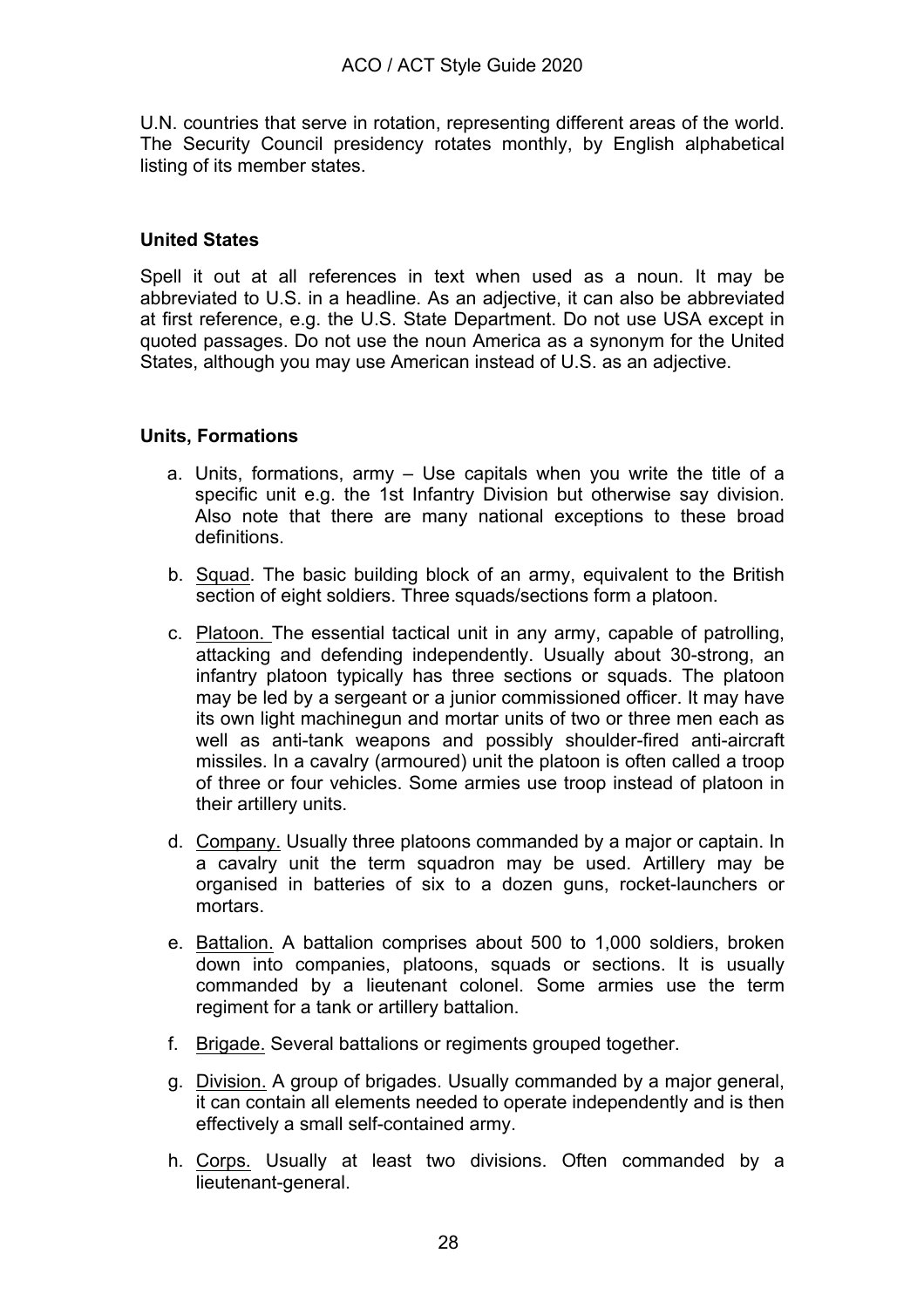U.N. countries that serve in rotation, representing different areas of the world. The Security Council presidency rotates monthly, by English alphabetical listing of its member states.

**United States**

Spell it out at all references in text when used as a noun. It may be abbreviated to U.S. in a headline. As an adjective, it can also be abbreviated at first reference, e.g. the U.S. State Department. Do not use USA except in quoted passages. Do not use the noun America as a synonym for the United States, although you may use American instead of U.S. as an adjective.

**Units, Formations**

a. Units, formations, army – Use capitals when you write the title of a specific unit e.g. the 1st Infantry Division but otherwise say division. Also note that there are many national exceptions to these broad definitions.

b. Squad. The basic building block of an army, equivalent to the British section of eight soldiers. Three squads/sections form a platoon.

c. Platoon. The essential tactical unit in any army, capable of patrolling, attacking and defending independently. Usually about 30-strong, an infantry platoon typically has three sections or squads. The platoon may be led by a sergeant or a junior commissioned officer. It may have its own light machinegun and mortar units of two or three men each as well as anti-tank weapons and possibly shoulder-fired anti-aircraft missiles. In a cavalry (armoured) unit the platoon is often called a troop of three or four vehicles. Some armies use troop instead of platoon in their artillery units.

d. Company. Usually three platoons commanded by a major or captain. In a cavalry unit the term squadron may be used. Artillery may be organised in batteries of six to a dozen guns, rocket-launchers or mortars.

e. Battalion. A battalion comprises about 500 to 1,000 soldiers, broken down into companies, platoons, squads or sections. It is usually commanded by a lieutenant colonel. Some armies use the term regiment for a tank or artillery battalion.

f. Brigade. Several battalions or regiments grouped together.

g. Division. A group of brigades. Usually commanded by a major general, it can contain all elements needed to operate independently and is then effectively a small self-contained army.

h. Corps. Usually at least two divisions. Often commanded by a lieutenant-general.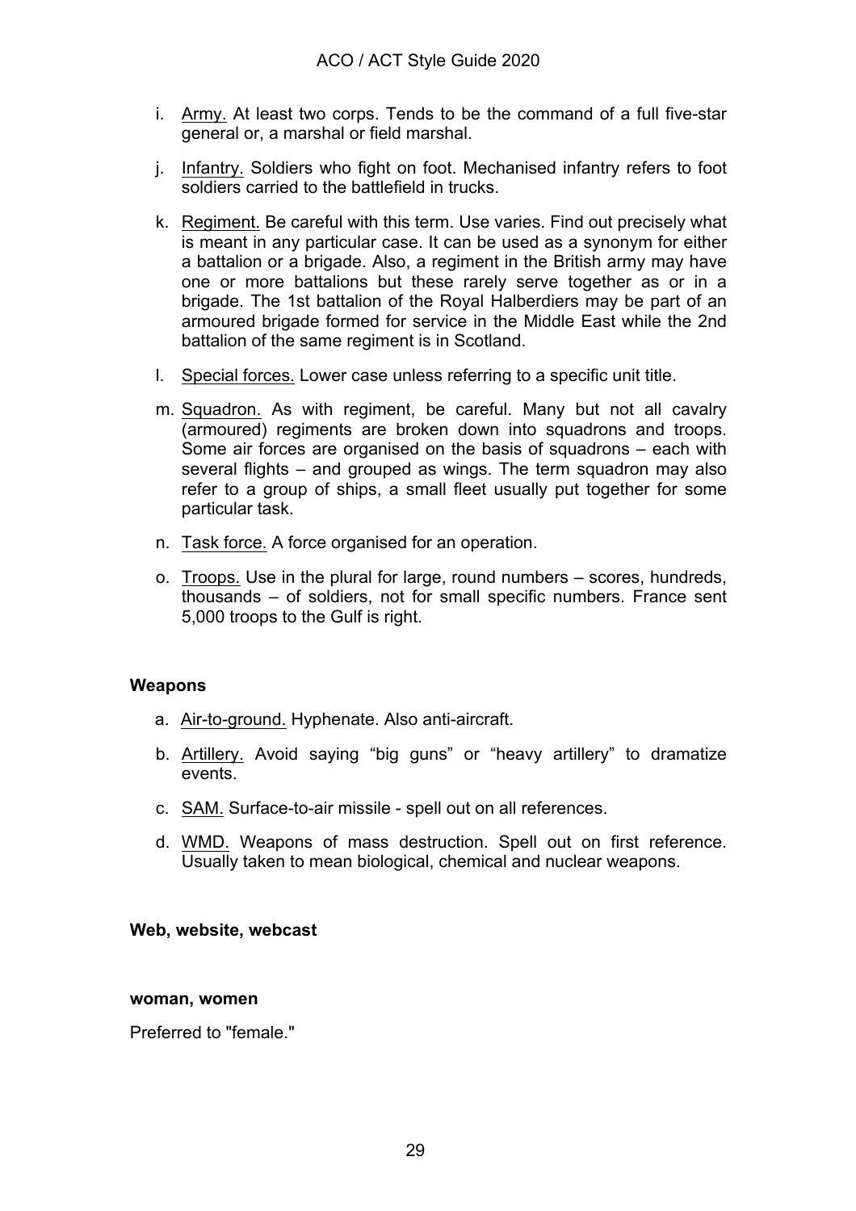i. Army. At least two corps. Tends to be the command of a full five-star general or, a marshal or field marshal.

j. Infantry. Soldiers who fight on foot. Mechanised infantry refers to foot soldiers carried to the battlefield in trucks.

k. Regiment. Be careful with this term. Use varies. Find out precisely what is meant in any particular case. It can be used as a synonym for either a battalion or a brigade. Also, a regiment in the British army may have one or more battalions but these rarely serve together as or in a brigade. The 1st battalion of the Royal Halberdiers may be part of an armoured brigade formed for service in the Middle East while the 2nd battalion of the same regiment is in Scotland.

l. Special forces. Lower case unless referring to a specific unit title.

m. Squadron. As with regiment, be careful. Many but not all cavalry (armoured) regiments are broken down into squadrons and troops. Some air forces are organised on the basis of squadrons – each with several flights – and grouped as wings. The term squadron may also refer to a group of ships, a small fleet usually put together for some particular task.

n. Task force. A force organised for an operation.

o. Troops. Use in the plural for large, round numbers – scores, hundreds, thousands – of soldiers, not for small specific numbers. France sent 5,000 troops to the Gulf is right.

**Weapons**

a. Air-to-ground. Hyphenate. Also anti-aircraft.

b. Artillery. Avoid saying "big guns" or "heavy artillery" to dramatize events.

c. SAM. Surface-to-air missile - spell out on all references.

d. WMD. Weapons of mass destruction. Spell out on first reference. Usually taken to mean biological, chemical and nuclear weapons.

**Web, website, webcast**

**woman, women**

Preferred to "female."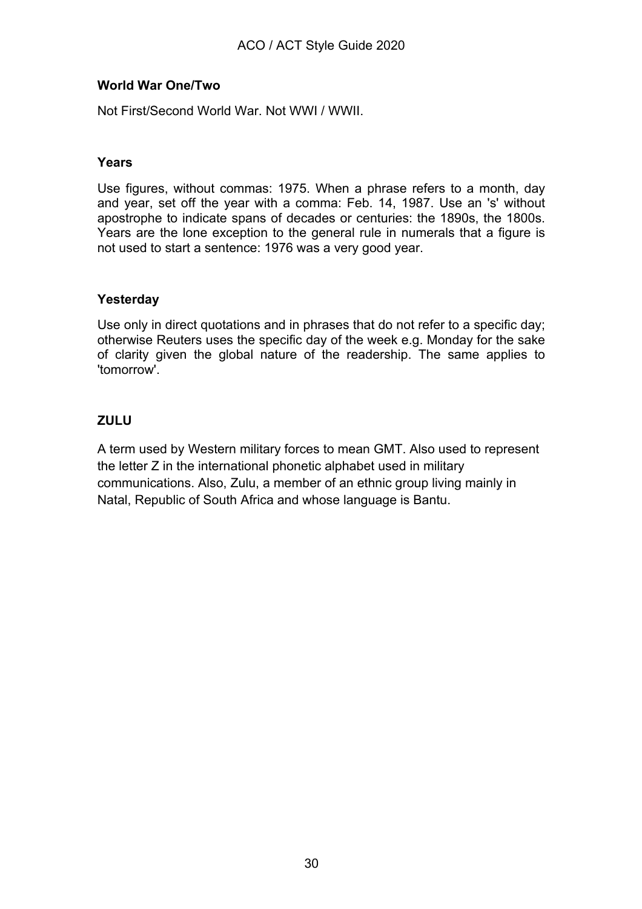### World War One/Two

Not First/Second World War. Not WWI / WWII.

### Years

Use figures, without commas: 1975. When a phrase refers to a month, day and year, set off the year with a comma: Feb. 14, 1987. Use an 's' without apostrophe to indicate spans of decades or centuries: the 1890s, the 1800s. Years are the lone exception to the general rule in numerals that a figure is not used to start a sentence: 1976 was a very good year.

### Yesterday

Use only in direct quotations and in phrases that do not refer to a specific day; otherwise Reuters uses the specific day of the week e.g. Monday for the sake of clarity given the global nature of the readership. The same applies to 'tomorrow'.

### ZULU

A term used by Western military forces to mean GMT. Also used to represent the letter Z in the international phonetic alphabet used in military communications. Also, Zulu, a member of an ethnic group living mainly in Natal, Republic of South Africa and whose language is Bantu.